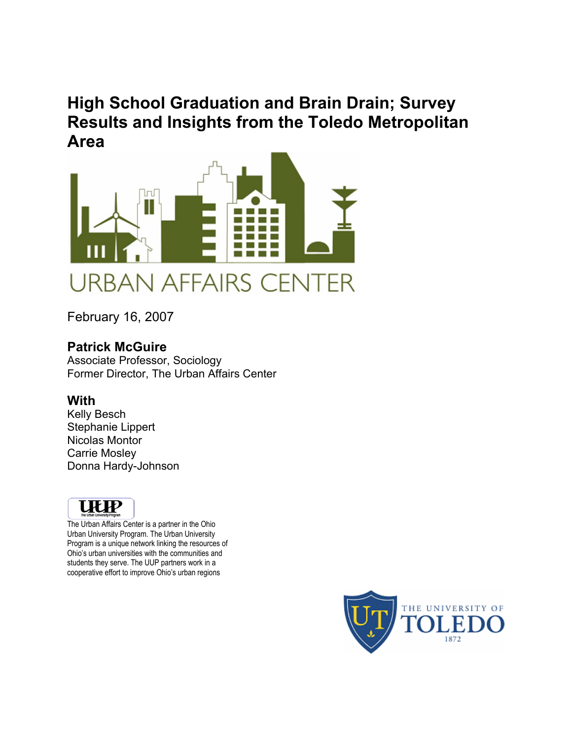# High School Graduation and Brain Drain; Survey Results and Insights from the Toledo Metropolitan Area

URBAN AFFAIRS CENTER

February 16, 2007

**Patrick McGuire**
Associate Professor, Sociology
Former Director, The Urban Affairs Center

**With**
Kelly Besch
Stephanie Lippert
Nicolas Montor
Carrie Mosley
Donna Hardy-Johnson

UUP
The Urban University Program

The Urban Affairs Center is a partner in the Ohio Urban University Program. The Urban University Program is a unique network linking the resources of Ohio's urban universities with the communities and students they serve. The UUP partners work in a cooperative effort to improve Ohio's urban regions

THE UNIVERSITY OF TOLEDO
1872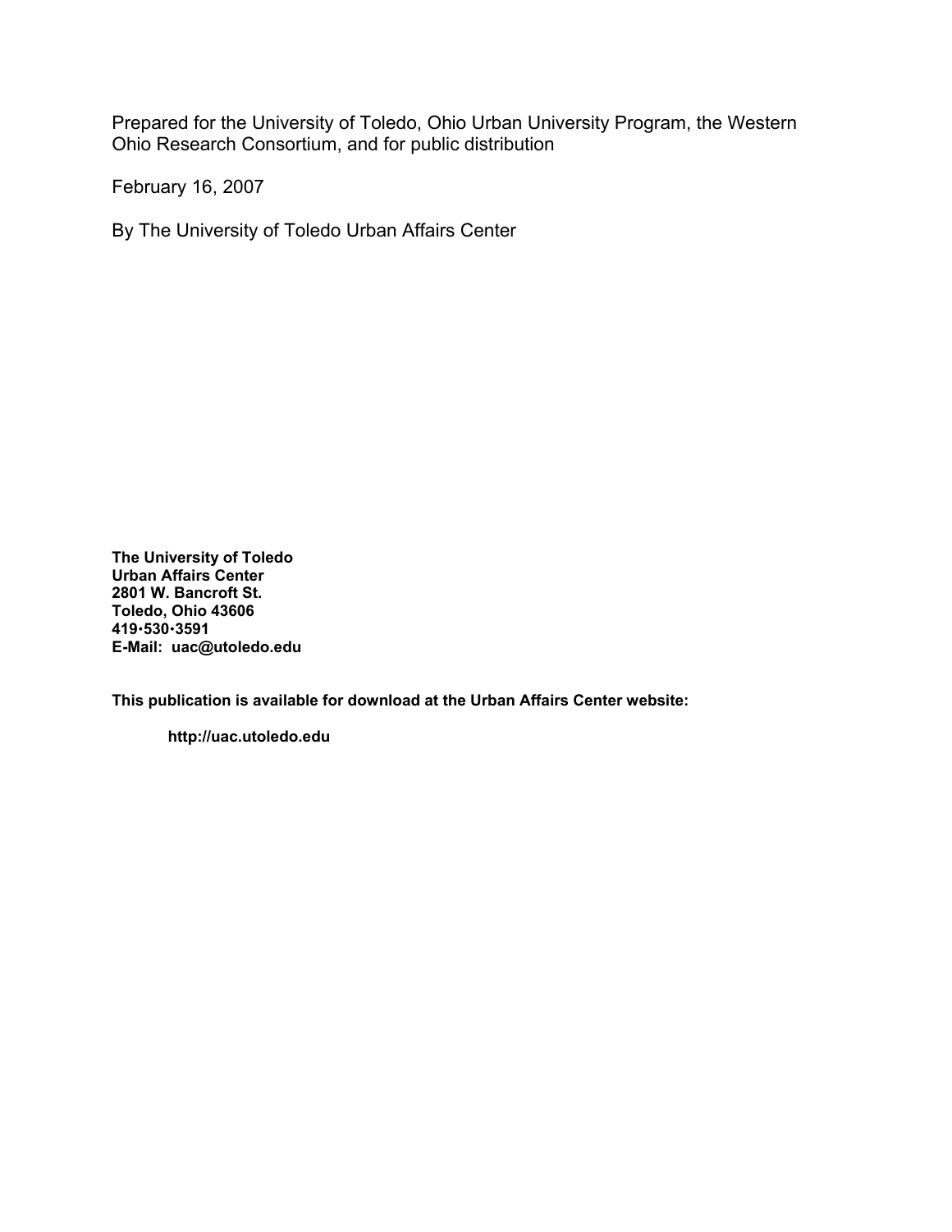Prepared for the University of Toledo, Ohio Urban University Program, the Western Ohio Research Consortium, and for public distribution

February 16, 2007

By The University of Toledo Urban Affairs Center

**The University of Toledo**
**Urban Affairs Center**
**2801 W. Bancroft St.**
**Toledo, Ohio 43606**
**419•530•3591**
**E-Mail: uac@utoledo.edu**

**This publication is available for download at the Urban Affairs Center website:**

**http://uac.utoledo.edu**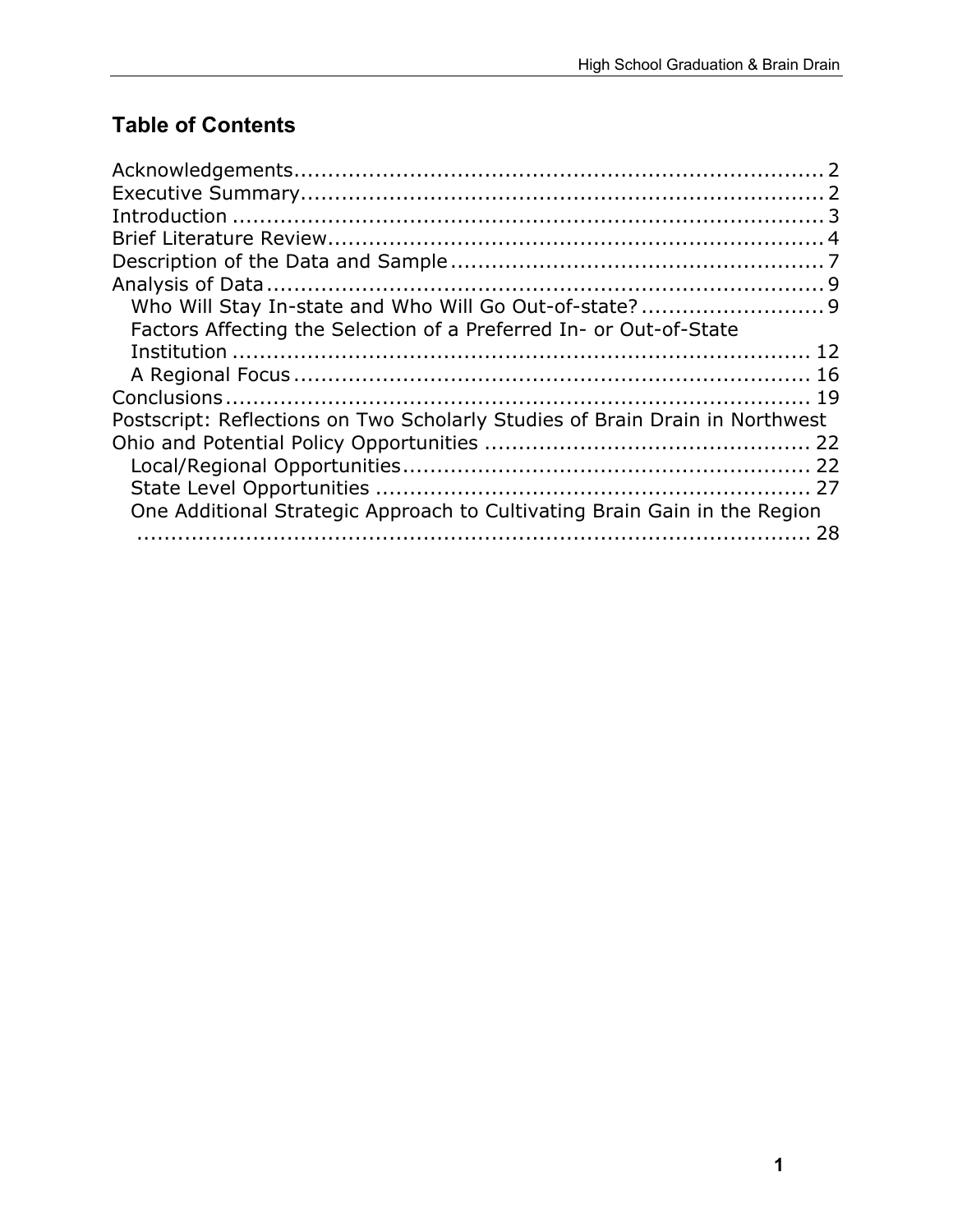## Table of Contents

Acknowledgements ........................................................................ 2
Executive Summary ........................................................................ 2
Introduction ........................................................................ 3
Brief Literature Review ........................................................................ 4
Description of the Data and Sample ........................................................................ 7
Analysis of Data ........................................................................ 9
  Who Will Stay In-state and Who Will Go Out-of-state? ........................................................................ 9
  Factors Affecting the Selection of a Preferred In- or Out-of-State Institution ........................................................................ 12
  A Regional Focus ........................................................................ 16
Conclusions ........................................................................ 19
Postscript: Reflections on Two Scholarly Studies of Brain Drain in Northwest Ohio and Potential Policy Opportunities ........................................................................ 22
  Local/Regional Opportunities ........................................................................ 22
  State Level Opportunities ........................................................................ 27
  One Additional Strategic Approach to Cultivating Brain Gain in the Region ........................................................................ 28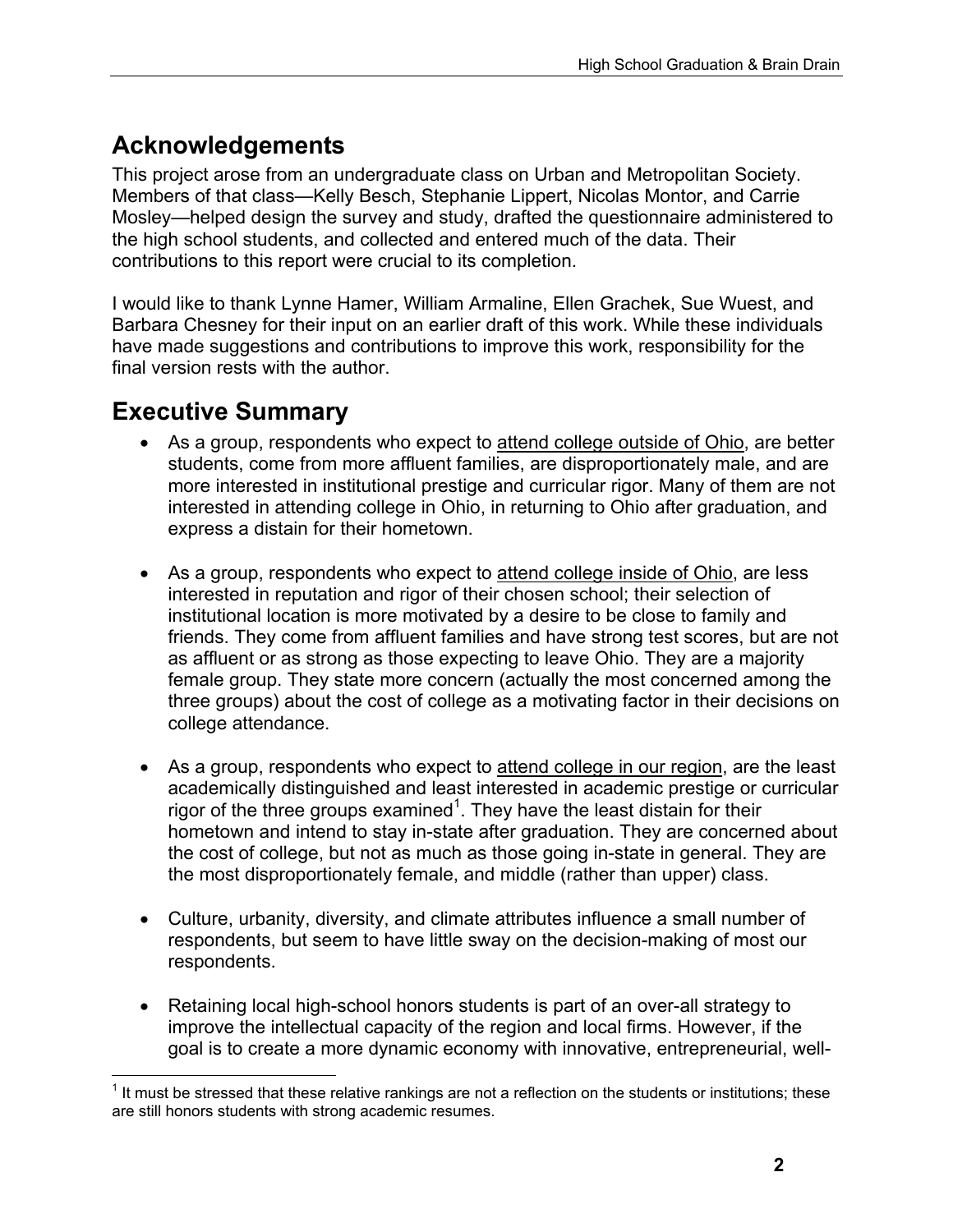## Acknowledgements

This project arose from an undergraduate class on Urban and Metropolitan Society. Members of that class—Kelly Besch, Stephanie Lippert, Nicolas Montor, and Carrie Mosley—helped design the survey and study, drafted the questionnaire administered to the high school students, and collected and entered much of the data. Their contributions to this report were crucial to its completion.

I would like to thank Lynne Hamer, William Armaline, Ellen Grachek, Sue Wuest, and Barbara Chesney for their input on an earlier draft of this work. While these individuals have made suggestions and contributions to improve this work, responsibility for the final version rests with the author.

## Executive Summary

- As a group, respondents who expect to attend college outside of Ohio, are better students, come from more affluent families, are disproportionately male, and are more interested in institutional prestige and curricular rigor. Many of them are not interested in attending college in Ohio, in returning to Ohio after graduation, and express a distain for their hometown.

- As a group, respondents who expect to attend college inside of Ohio, are less interested in reputation and rigor of their chosen school; their selection of institutional location is more motivated by a desire to be close to family and friends. They come from affluent families and have strong test scores, but are not as affluent or as strong as those expecting to leave Ohio. They are a majority female group. They state more concern (actually the most concerned among the three groups) about the cost of college as a motivating factor in their decisions on college attendance.

- As a group, respondents who expect to attend college in our region, are the least academically distinguished and least interested in academic prestige or curricular rigor of the three groups examined[1]. They have the least distain for their hometown and intend to stay in-state after graduation. They are concerned about the cost of college, but not as much as those going in-state in general. They are the most disproportionately female, and middle (rather than upper) class.

- Culture, urbanity, diversity, and climate attributes influence a small number of respondents, but seem to have little sway on the decision-making of most our respondents.

- Retaining local high-school honors students is part of an over-all strategy to improve the intellectual capacity of the region and local firms. However, if the goal is to create a more dynamic economy with innovative, entrepreneurial, well-

[1] It must be stressed that these relative rankings are not a reflection on the students or institutions; these are still honors students with strong academic resumes.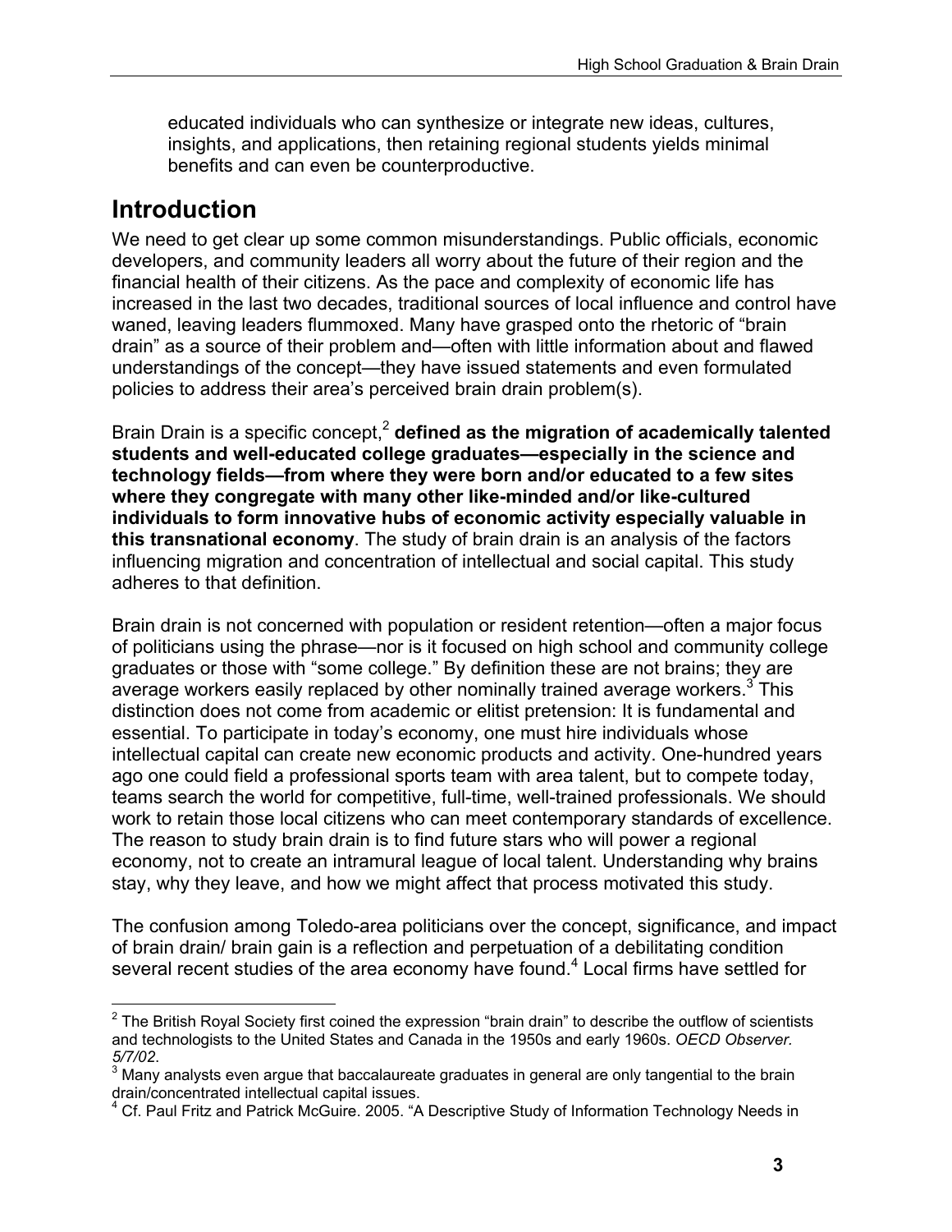educated individuals who can synthesize or integrate new ideas, cultures, insights, and applications, then retaining regional students yields minimal benefits and can even be counterproductive.

## Introduction

We need to get clear up some common misunderstandings. Public officials, economic developers, and community leaders all worry about the future of their region and the financial health of their citizens. As the pace and complexity of economic life has increased in the last two decades, traditional sources of local influence and control have waned, leaving leaders flummoxed. Many have grasped onto the rhetoric of "brain drain" as a source of their problem and—often with little information about and flawed understandings of the concept—they have issued statements and even formulated policies to address their area's perceived brain drain problem(s).

Brain Drain is a specific concept,[2] **defined as the migration of academically talented students and well-educated college graduates—especially in the science and technology fields—from where they were born and/or educated to a few sites where they congregate with many other like-minded and/or like-cultured individuals to form innovative hubs of economic activity especially valuable in this transnational economy**. The study of brain drain is an analysis of the factors influencing migration and concentration of intellectual and social capital. This study adheres to that definition.

Brain drain is not concerned with population or resident retention—often a major focus of politicians using the phrase—nor is it focused on high school and community college graduates or those with "some college." By definition these are not brains; they are average workers easily replaced by other nominally trained average workers.[3] This distinction does not come from academic or elitist pretension: It is fundamental and essential. To participate in today's economy, one must hire individuals whose intellectual capital can create new economic products and activity. One-hundred years ago one could field a professional sports team with area talent, but to compete today, teams search the world for competitive, full-time, well-trained professionals. We should work to retain those local citizens who can meet contemporary standards of excellence. The reason to study brain drain is to find future stars who will power a regional economy, not to create an intramural league of local talent. Understanding why brains stay, why they leave, and how we might affect that process motivated this study.

The confusion among Toledo-area politicians over the concept, significance, and impact of brain drain/ brain gain is a reflection and perpetuation of a debilitating condition several recent studies of the area economy have found.[4] Local firms have settled for

---

[2] The British Royal Society first coined the expression "brain drain" to describe the outflow of scientists and technologists to the United States and Canada in the 1950s and early 1960s. *OECD Observer. 5/7/02*.

[3] Many analysts even argue that baccalaureate graduates in general are only tangential to the brain drain/concentrated intellectual capital issues.

[4] Cf. Paul Fritz and Patrick McGuire. 2005. "A Descriptive Study of Information Technology Needs in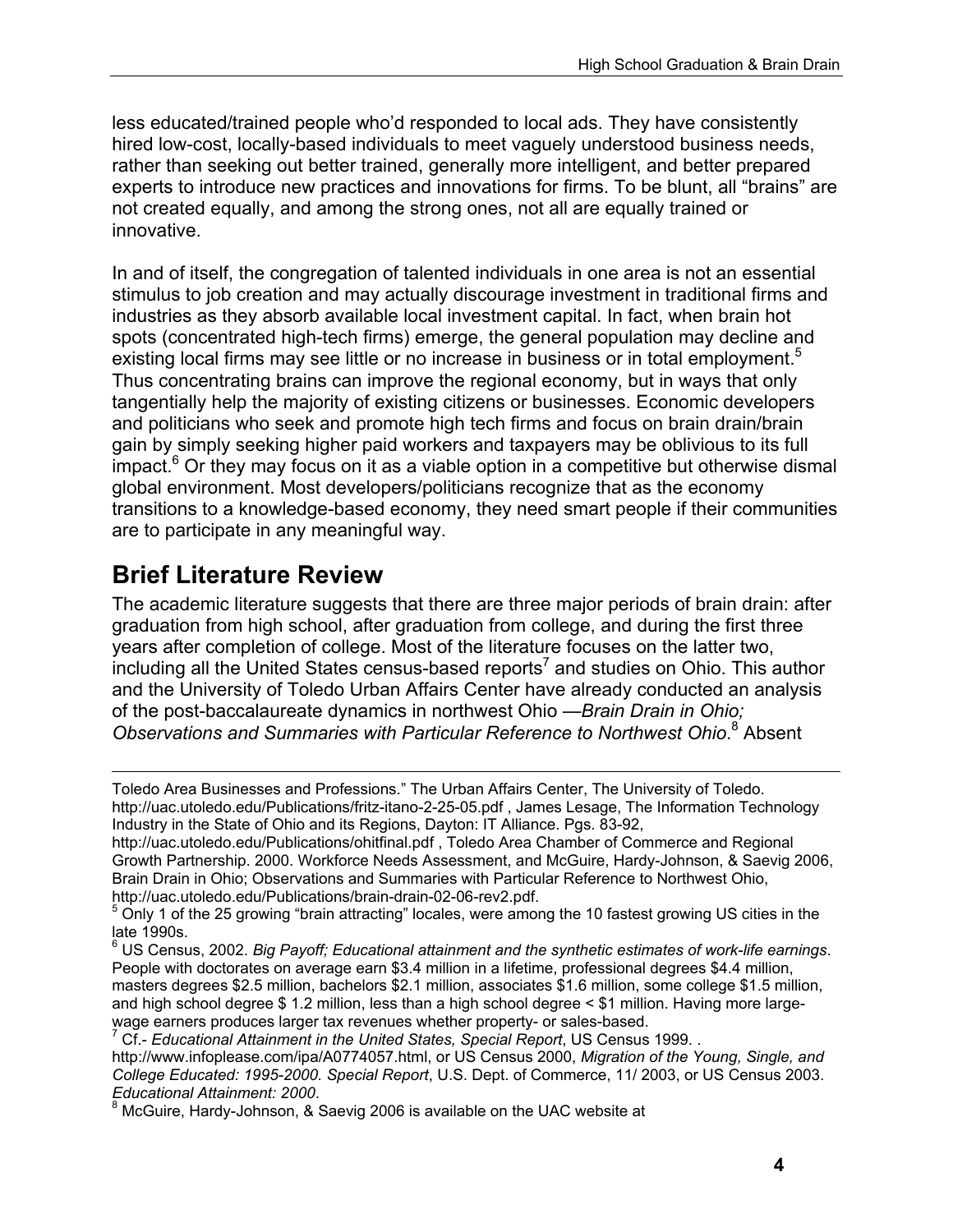less educated/trained people who'd responded to local ads. They have consistently hired low-cost, locally-based individuals to meet vaguely understood business needs, rather than seeking out better trained, generally more intelligent, and better prepared experts to introduce new practices and innovations for firms. To be blunt, all "brains" are not created equally, and among the strong ones, not all are equally trained or innovative.

In and of itself, the congregation of talented individuals in one area is not an essential stimulus to job creation and may actually discourage investment in traditional firms and industries as they absorb available local investment capital. In fact, when brain hot spots (concentrated high-tech firms) emerge, the general population may decline and existing local firms may see little or no increase in business or in total employment.[5] Thus concentrating brains can improve the regional economy, but in ways that only tangentially help the majority of existing citizens or businesses. Economic developers and politicians who seek and promote high tech firms and focus on brain drain/brain gain by simply seeking higher paid workers and taxpayers may be oblivious to its full impact.[6] Or they may focus on it as a viable option in a competitive but otherwise dismal global environment. Most developers/politicians recognize that as the economy transitions to a knowledge-based economy, they need smart people if their communities are to participate in any meaningful way.

## Brief Literature Review

The academic literature suggests that there are three major periods of brain drain: after graduation from high school, after graduation from college, and during the first three years after completion of college. Most of the literature focuses on the latter two, including all the United States census-based reports[7] and studies on Ohio. This author and the University of Toledo Urban Affairs Center have already conducted an analysis of the post-baccalaureate dynamics in northwest Ohio —*Brain Drain in Ohio; Observations and Summaries with Particular Reference to Northwest Ohio*.[8] Absent

---

Toledo Area Businesses and Professions." The Urban Affairs Center, The University of Toledo. http://uac.utoledo.edu/Publications/fritz-itano-2-25-05.pdf , James Lesage, The Information Technology Industry in the State of Ohio and its Regions, Dayton: IT Alliance. Pgs. 83-92, http://uac.utoledo.edu/Publications/ohitfinal.pdf , Toledo Area Chamber of Commerce and Regional Growth Partnership. 2000. Workforce Needs Assessment, and McGuire, Hardy-Johnson, & Saevig 2006, Brain Drain in Ohio; Observations and Summaries with Particular Reference to Northwest Ohio, http://uac.utoledo.edu/Publications/brain-drain-02-06-rev2.pdf.

[5] Only 1 of the 25 growing "brain attracting" locales, were among the 10 fastest growing US cities in the late 1990s.

[6] US Census, 2002. *Big Payoff; Educational attainment and the synthetic estimates of work-life earnings*. People with doctorates on average earn $3.4 million in a lifetime, professional degrees $4.4 million, masters degrees $2.5 million, bachelors $2.1 million, associates $1.6 million, some college $1.5 million, and high school degree $ 1.2 million, less than a high school degree < $1 million. Having more large-wage earners produces larger tax revenues whether property- or sales-based.

[7] Cf.- *Educational Attainment in the United States, Special Report*, US Census 1999. . http://www.infoplease.com/ipa/A0774057.html, or US Census 2000, *Migration of the Young, Single, and College Educated: 1995-2000. Special Report*, U.S. Dept. of Commerce, 11/ 2003, or US Census 2003. *Educational Attainment: 2000*.

[8] McGuire, Hardy-Johnson, & Saevig 2006 is available on the UAC website at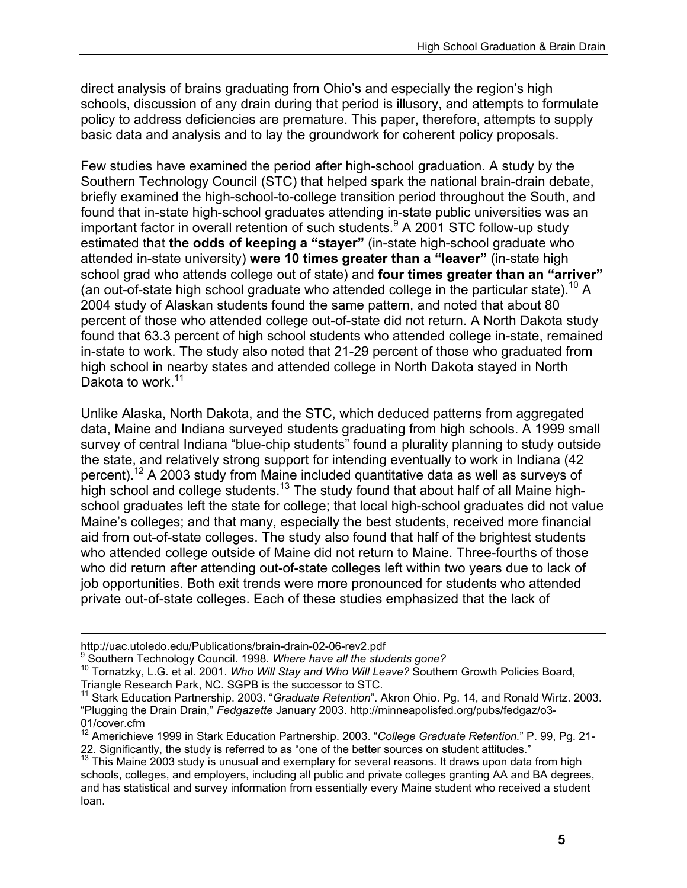direct analysis of brains graduating from Ohio's and especially the region's high schools, discussion of any drain during that period is illusory, and attempts to formulate policy to address deficiencies are premature. This paper, therefore, attempts to supply basic data and analysis and to lay the groundwork for coherent policy proposals.

Few studies have examined the period after high-school graduation. A study by the Southern Technology Council (STC) that helped spark the national brain-drain debate, briefly examined the high-school-to-college transition period throughout the South, and found that in-state high-school graduates attending in-state public universities was an important factor in overall retention of such students.[9] A 2001 STC follow-up study estimated that **the odds of keeping a "stayer"** (in-state high-school graduate who attended in-state university) **were 10 times greater than a "leaver"** (in-state high school grad who attends college out of state) and **four times greater than an "arriver"** (an out-of-state high school graduate who attended college in the particular state).[10] A 2004 study of Alaskan students found the same pattern, and noted that about 80 percent of those who attended college out-of-state did not return. A North Dakota study found that 63.3 percent of high school students who attended college in-state, remained in-state to work. The study also noted that 21-29 percent of those who graduated from high school in nearby states and attended college in North Dakota stayed in North Dakota to work.[11]

Unlike Alaska, North Dakota, and the STC, which deduced patterns from aggregated data, Maine and Indiana surveyed students graduating from high schools. A 1999 small survey of central Indiana "blue-chip students" found a plurality planning to study outside the state, and relatively strong support for intending eventually to work in Indiana (42 percent).[12] A 2003 study from Maine included quantitative data as well as surveys of high school and college students.[13] The study found that about half of all Maine high-school graduates left the state for college; that local high-school graduates did not value Maine's colleges; and that many, especially the best students, received more financial aid from out-of-state colleges. The study also found that half of the brightest students who attended college outside of Maine did not return to Maine. Three-fourths of those who did return after attending out-of-state colleges left within two years due to lack of job opportunities. Both exit trends were more pronounced for students who attended private out-of-state colleges. Each of these studies emphasized that the lack of

---

http://uac.utoledo.edu/Publications/brain-drain-02-06-rev2.pdf

[9] Southern Technology Council. 1998. *Where have all the students gone?*

[10] Tornatzky, L.G. et al. 2001. *Who Will Stay and Who Will Leave?* Southern Growth Policies Board, Triangle Research Park, NC. SGPB is the successor to STC.

[11] Stark Education Partnership. 2003. "*Graduate Retention*". Akron Ohio. Pg. 14, and Ronald Wirtz. 2003. "Plugging the Drain Drain," *Fedgazette* January 2003. http://minneapolisfed.org/pubs/fedgaz/o3-01/cover.cfm

[12] Americhieve 1999 in Stark Education Partnership. 2003. "*College Graduate Retention.*" P. 99, Pg. 21-22. Significantly, the study is referred to as "one of the better sources on student attitudes."

[13] This Maine 2003 study is unusual and exemplary for several reasons. It draws upon data from high schools, colleges, and employers, including all public and private colleges granting AA and BA degrees, and has statistical and survey information from essentially every Maine student who received a student loan.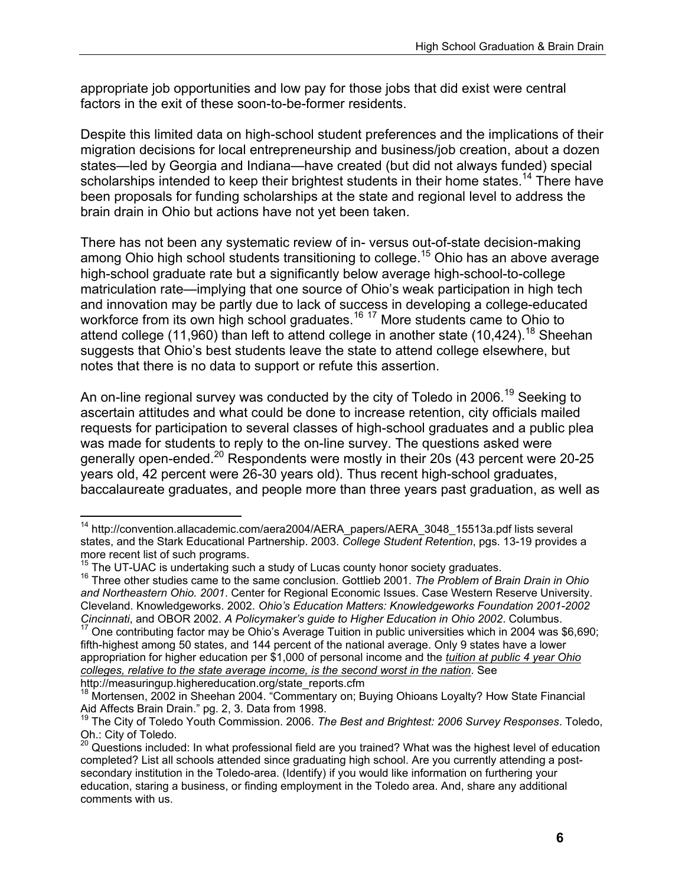appropriate job opportunities and low pay for those jobs that did exist were central factors in the exit of these soon-to-be-former residents.

Despite this limited data on high-school student preferences and the implications of their migration decisions for local entrepreneurship and business/job creation, about a dozen states—led by Georgia and Indiana—have created (but did not always fund) special scholarships intended to keep their brightest students in their home states.[14] There have been proposals for funding scholarships at the state and regional level to address the brain drain in Ohio but actions have not yet been taken.

There has not been any systematic review of in- versus out-of-state decision-making among Ohio high school students transitioning to college.[15] Ohio has an above average high-school graduate rate but a significantly below average high-school-to-college matriculation rate—implying that one source of Ohio's weak participation in high tech and innovation may be partly due to lack of success in developing a college-educated workforce from its own high school graduates.[16] [17] More students came to Ohio to attend college (11,960) than left to attend college in another state (10,424).[18] Sheehan suggests that Ohio's best students leave the state to attend college elsewhere, but notes that there is no data to support or refute this assertion.

An on-line regional survey was conducted by the city of Toledo in 2006.[19] Seeking to ascertain attitudes and what could be done to increase retention, city officials mailed requests for participation to several classes of high-school graduates and a public plea was made for students to reply to the on-line survey. The questions asked were generally open-ended.[20] Respondents were mostly in their 20s (43 percent were 20-25 years old, 42 percent were 26-30 years old). Thus recent high-school graduates, baccalaureate graduates, and people more than three years past graduation, as well as

---

[14] http://convention.allacademic.com/aera2004/AERA_papers/AERA_3048_15513a.pdf lists several states, and the Stark Educational Partnership. 2003. *College Student Retention*, pgs. 13-19 provides a more recent list of such programs.

[15] The UT-UAC is undertaking such a study of Lucas county honor society graduates.

[16] Three other studies came to the same conclusion. Gottlieb 2001. *The Problem of Brain Drain in Ohio and Northeastern Ohio. 2001*. Center for Regional Economic Issues. Case Western Reserve University. Cleveland. Knowledgeworks. 2002. *Ohio's Education Matters: Knowledgeworks Foundation 2001-2002 Cincinnati*, and OBOR 2002. *A Policymaker's guide to Higher Education in Ohio 2002*. Columbus.

[17] One contributing factor may be Ohio's Average Tuition in public universities which in 2004 was $6,690; fifth-highest among 50 states, and 144 percent of the national average. Only 9 states have a lower appropriation for higher education per $1,000 of personal income and the ***tuition at public 4 year Ohio colleges, relative to the state average income, is the second worst in the nation***. See http://measuringup.highereducation.org/state_reports.cfm

[18] Mortensen, 2002 in Sheehan 2004. "Commentary on; Buying Ohioans Loyalty? How State Financial Aid Affects Brain Drain." pg. 2, 3. Data from 1998.

[19] The City of Toledo Youth Commission. 2006. *The Best and Brightest: 2006 Survey Responses*. Toledo, Oh.: City of Toledo.

[20] Questions included: In what professional field are you trained? What was the highest level of education completed? List all schools attended since graduating high school. Are you currently attending a post-secondary institution in the Toledo-area. (Identify) if you would like information on furthering your education, staring a business, or finding employment in the Toledo area. And, share any additional comments with us.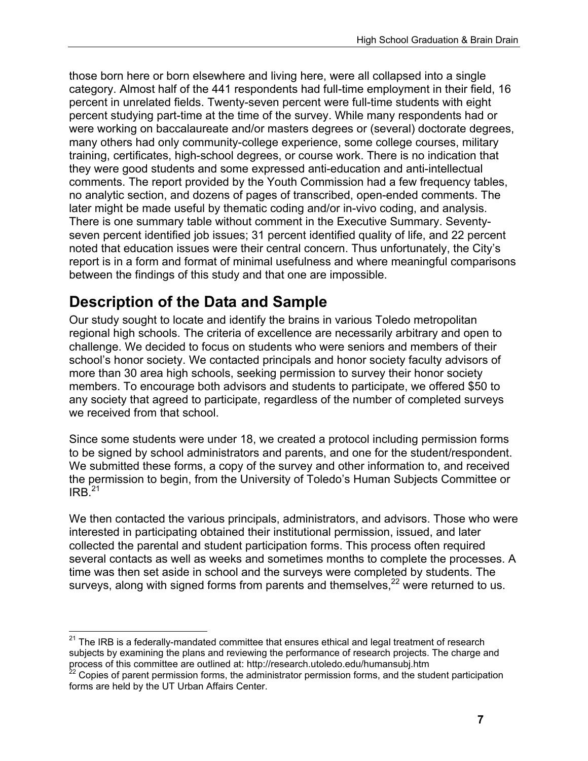those born here or born elsewhere and living here, were all collapsed into a single category. Almost half of the 441 respondents had full-time employment in their field, 16 percent in unrelated fields. Twenty-seven percent were full-time students with eight percent studying part-time at the time of the survey. While many respondents had or were working on baccalaureate and/or masters degrees or (several) doctorate degrees, many others had only community-college experience, some college courses, military training, certificates, high-school degrees, or course work. There is no indication that they were good students and some expressed anti-education and anti-intellectual comments. The report provided by the Youth Commission had a few frequency tables, no analytic section, and dozens of pages of transcribed, open-ended comments. The later might be made useful by thematic coding and/or in-vivo coding, and analysis. There is one summary table without comment in the Executive Summary. Seventy-seven percent identified job issues; 31 percent identified quality of life, and 22 percent noted that education issues were their central concern. Thus unfortunately, the City's report is in a form and format of minimal usefulness and where meaningful comparisons between the findings of this study and that one are impossible.

## Description of the Data and Sample

Our study sought to locate and identify the brains in various Toledo metropolitan regional high schools. The criteria of excellence are necessarily arbitrary and open to challenge. We decided to focus on students who were seniors and members of their school's honor society. We contacted principals and honor society faculty advisors of more than 30 area high schools, seeking permission to survey their honor society members. To encourage both advisors and students to participate, we offered $50 to any society that agreed to participate, regardless of the number of completed surveys we received from that school.

Since some students were under 18, we created a protocol including permission forms to be signed by school administrators and parents, and one for the student/respondent. We submitted these forms, a copy of the survey and other information to, and received the permission to begin, from the University of Toledo's Human Subjects Committee or IRB.[21]

We then contacted the various principals, administrators, and advisors. Those who were interested in participating obtained their institutional permission, issued, and later collected the parental and student participation forms. This process often required several contacts as well as weeks and sometimes months to complete the processes. A time was then set aside in school and the surveys were completed by students. The surveys, along with signed forms from parents and themselves,[22] were returned to us.

---

[21] The IRB is a federally-mandated committee that ensures ethical and legal treatment of research subjects by examining the plans and reviewing the performance of research projects. The charge and process of this committee are outlined at: http://research.utoledo.edu/humansubj.htm

[22] Copies of parent permission forms, the administrator permission forms, and the student participation forms are held by the UT Urban Affairs Center.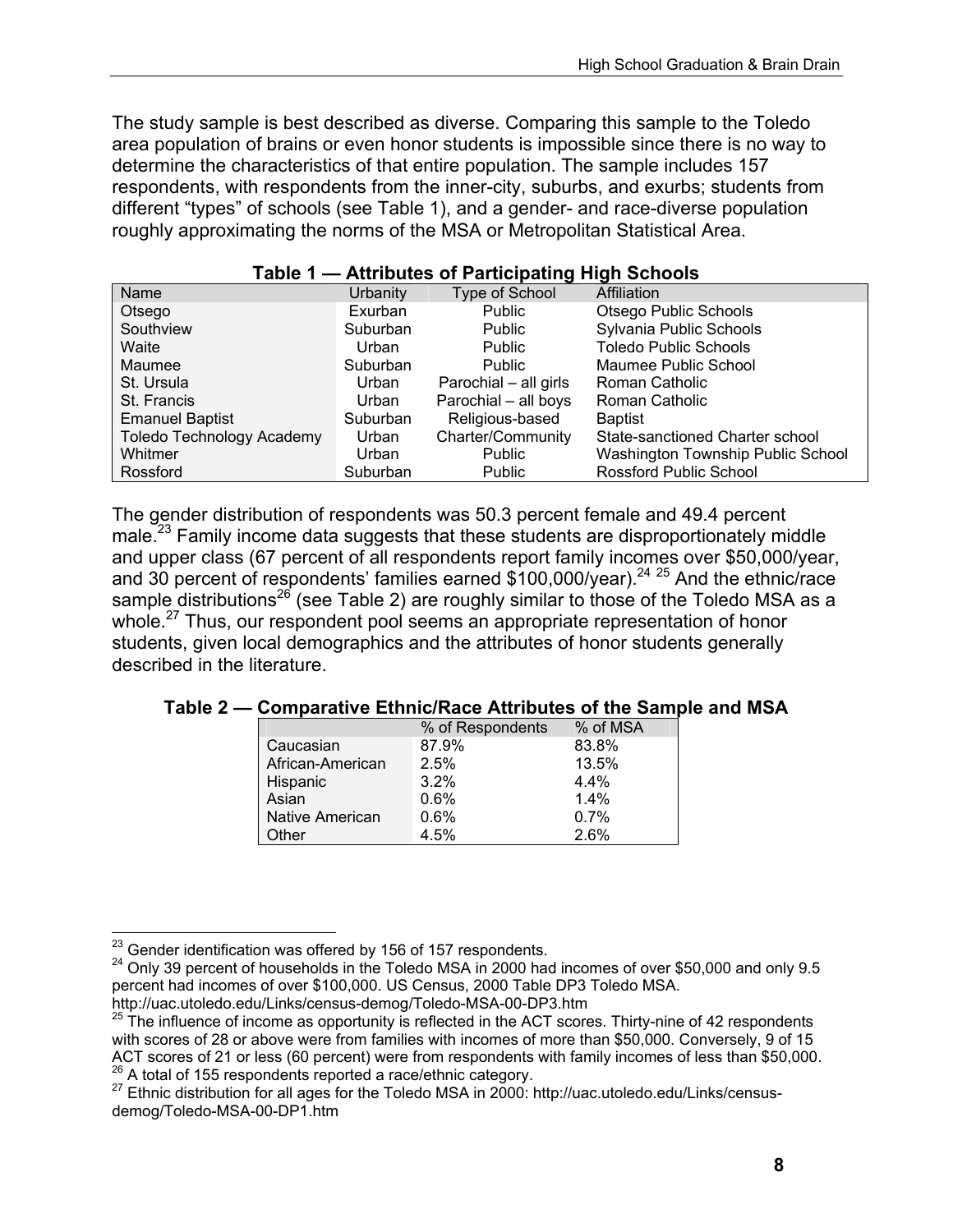The study sample is best described as diverse. Comparing this sample to the Toledo area population of brains or even honor students is impossible since there is no way to determine the characteristics of that entire population. The sample includes 157 respondents, with respondents from the inner-city, suburbs, and exurbs; students from different "types" of schools (see Table 1), and a gender- and race-diverse population roughly approximating the norms of the MSA or Metropolitan Statistical Area.

**Table 1 — Attributes of Participating High Schools**

| Name | Urbanity | Type of School | Affiliation |
|---|---|---|---|
| Otsego | Exurban | Public | Otsego Public Schools |
| Southview | Suburban | Public | Sylvania Public Schools |
| Waite | Urban | Public | Toledo Public Schools |
| Maumee | Suburban | Public | Maumee Public School |
| St. Ursula | Urban | Parochial – all girls | Roman Catholic |
| St. Francis | Urban | Parochial – all boys | Roman Catholic |
| Emanuel Baptist | Suburban | Religious-based | Baptist |
| Toledo Technology Academy | Urban | Charter/Community | State-sanctioned Charter school |
| Whitmer | Urban | Public | Washington Township Public School |
| Rossford | Suburban | Public | Rossford Public School |

The gender distribution of respondents was 50.3 percent female and 49.4 percent male.[23] Family income data suggests that these students are disproportionately middle and upper class (67 percent of all respondents report family incomes over $50,000/year, and 30 percent of respondents' families earned $100,000/year).[24] [25] And the ethnic/race sample distributions[26] (see Table 2) are roughly similar to those of the Toledo MSA as a whole.[27] Thus, our respondent pool seems an appropriate representation of honor students, given local demographics and the attributes of honor students generally described in the literature.

**Table 2 — Comparative Ethnic/Race Attributes of the Sample and MSA**

| | % of Respondents | % of MSA |
|---|---|---|
| Caucasian | 87.9% | 83.8% |
| African-American | 2.5% | 13.5% |
| Hispanic | 3.2% | 4.4% |
| Asian | 0.6% | 1.4% |
| Native American | 0.6% | 0.7% |
| Other | 4.5% | 2.6% |

[23] Gender identification was offered by 156 of 157 respondents.

[24] Only 39 percent of households in the Toledo MSA in 2000 had incomes of over $50,000 and only 9.5 percent had incomes of over $100,000. US Census, 2000 Table DP3 Toledo MSA. http://uac.utoledo.edu/Links/census-demog/Toledo-MSA-00-DP3.htm

[25] The influence of income as opportunity is reflected in the ACT scores. Thirty-nine of 42 respondents with scores of 28 or above were from families with incomes of more than $50,000. Conversely, 9 of 15 ACT scores of 21 or less (60 percent) were from respondents with family incomes of less than $50,000.

[26] A total of 155 respondents reported a race/ethnic category.

[27] Ethnic distribution for all ages for the Toledo MSA in 2000: http://uac.utoledo.edu/Links/census-demog/Toledo-MSA-00-DP1.htm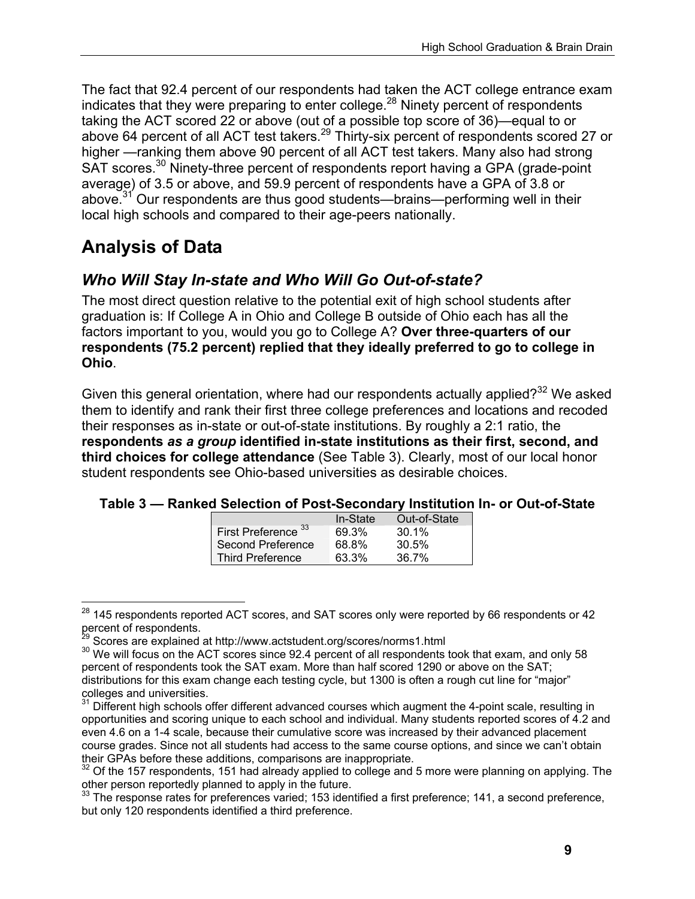The fact that 92.4 percent of our respondents had taken the ACT college entrance exam indicates that they were preparing to enter college.[28] Ninety percent of respondents taking the ACT scored 22 or above (out of a possible top score of 36)—equal to or above 64 percent of all ACT test takers.[29] Thirty-six percent of respondents scored 27 or higher —ranking them above 90 percent of all ACT test takers. Many also had strong SAT scores.[30] Ninety-three percent of respondents report having a GPA (grade-point average) of 3.5 or above, and 59.9 percent of respondents have a GPA of 3.8 or above.[31] Our respondents are thus good students—brains—performing well in their local high schools and compared to their age-peers nationally.

# Analysis of Data

## *Who Will Stay In-state and Who Will Go Out-of-state?*

The most direct question relative to the potential exit of high school students after graduation is: If College A in Ohio and College B outside of Ohio each has all the factors important to you, would you go to College A? **Over three-quarters of our respondents (75.2 percent) replied that they ideally preferred to go to college in Ohio**.

Given this general orientation, where had our respondents actually applied?[32] We asked them to identify and rank their first three college preferences and locations and recoded their responses as in-state or out-of-state institutions. By roughly a 2:1 ratio, the **respondents *as a group* identified in-state institutions as their first, second, and third choices for college attendance** (See Table 3). Clearly, most of our local honor student respondents see Ohio-based universities as desirable choices.

**Table 3 — Ranked Selection of Post-Secondary Institution In- or Out-of-State**

| | In-State | Out-of-State |
|---|---|---|
| First Preference [33] | 69.3% | 30.1% |
| Second Preference | 68.8% | 30.5% |
| Third Preference | 63.3% | 36.7% |

---

[28] 145 respondents reported ACT scores, and SAT scores only were reported by 66 respondents or 42 percent of respondents.

[29] Scores are explained at http://www.actstudent.org/scores/norms1.html

[30] We will focus on the ACT scores since 92.4 percent of all respondents took that exam, and only 58 percent of respondents took the SAT exam. More than half scored 1290 or above on the SAT; distributions for this exam change each testing cycle, but 1300 is often a rough cut line for "major" colleges and universities.

[31] Different high schools offer different advanced courses which augment the 4-point scale, resulting in opportunities and scoring unique to each school and individual. Many students reported scores of 4.2 and even 4.6 on a 1-4 scale, because their cumulative score was increased by their advanced placement course grades. Since not all students had access to the same course options, and since we can't obtain their GPAs before these additions, comparisons are inappropriate.

[32] Of the 157 respondents, 151 had already applied to college and 5 more were planning on applying. The other person reportedly planned to apply in the future.

[33] The response rates for preferences varied; 153 identified a first preference; 141, a second preference, but only 120 respondents identified a third preference.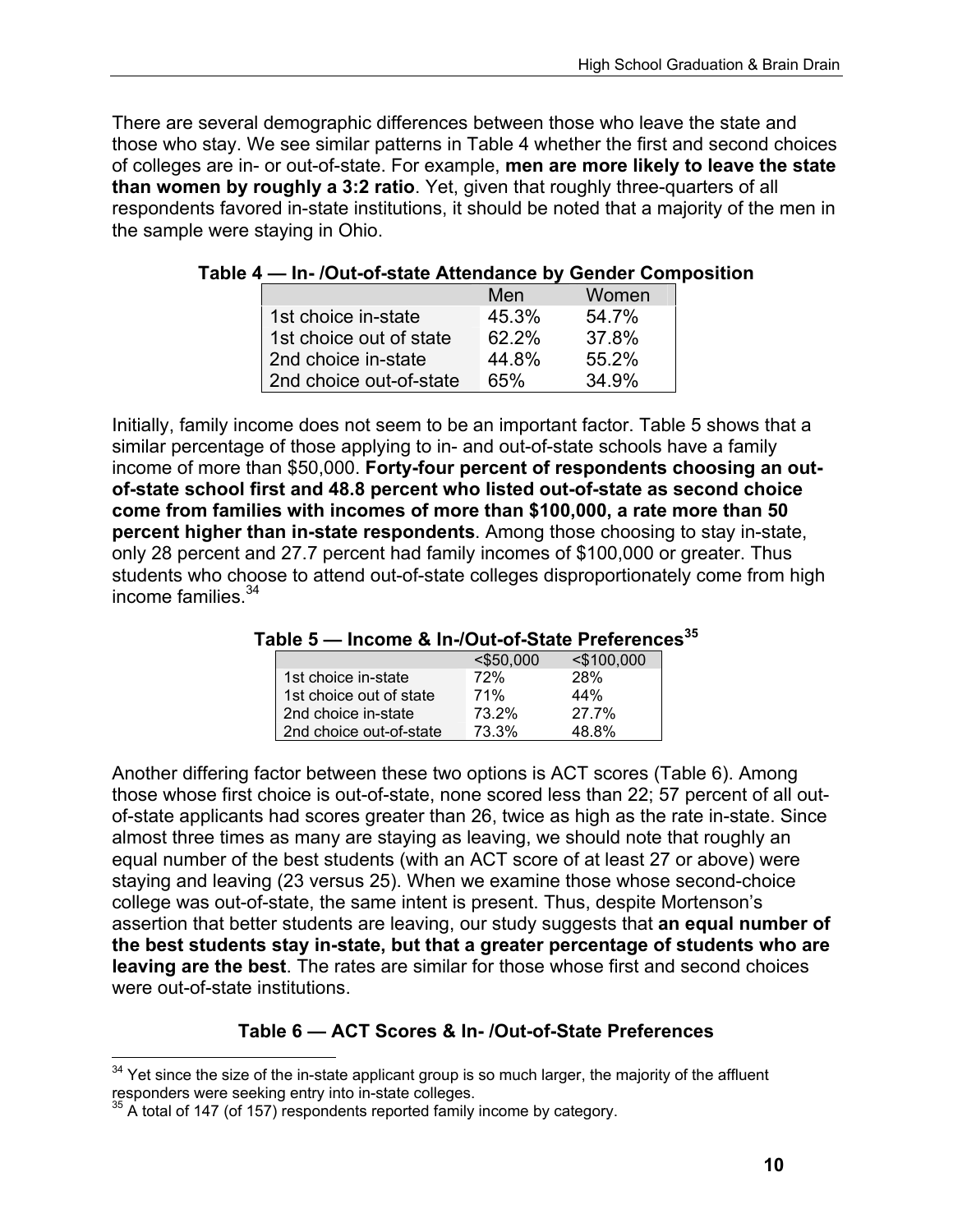There are several demographic differences between those who leave the state and those who stay. We see similar patterns in Table 4 whether the first and second choices of colleges are in- or out-of-state. For example, **men are more likely to leave the state than women by roughly a 3:2 ratio**. Yet, given that roughly three-quarters of all respondents favored in-state institutions, it should be noted that a majority of the men in the sample were staying in Ohio.

**Table 4 — In- /Out-of-state Attendance by Gender Composition**

| | Men | Women |
|---|---|---|
| 1st choice in-state | 45.3% | 54.7% |
| 1st choice out of state | 62.2% | 37.8% |
| 2nd choice in-state | 44.8% | 55.2% |
| 2nd choice out-of-state | 65% | 34.9% |

Initially, family income does not seem to be an important factor. Table 5 shows that a similar percentage of those applying to in- and out-of-state schools have a family income of more than $50,000. **Forty-four percent of respondents choosing an out-of-state school first and 48.8 percent who listed out-of-state as second choice come from families with incomes of more than $100,000, a rate more than 50 percent higher than in-state respondents**. Among those choosing to stay in-state, only 28 percent and 27.7 percent had family incomes of $100,000 or greater. Thus students who choose to attend out-of-state colleges disproportionately come from high income families.[34]

**Table 5 — Income & In-/Out-of-State Preferences[35]**

| | <$50,000 | <$100,000 |
|---|---|---|
| 1st choice in-state | 72% | 28% |
| 1st choice out of state | 71% | 44% |
| 2nd choice in-state | 73.2% | 27.7% |
| 2nd choice out-of-state | 73.3% | 48.8% |

Another differing factor between these two options is ACT scores (Table 6). Among those whose first choice is out-of-state, none scored less than 22; 57 percent of all out-of-state applicants had scores greater than 26, twice as high as the rate in-state. Since almost three times as many are staying as leaving, we should note that roughly an equal number of the best students (with an ACT score of at least 27 or above) were staying and leaving (23 versus 25). When we examine those whose second-choice college was out-of-state, the same intent is present. Thus, despite Mortenson's assertion that better students are leaving, our study suggests that **an equal number of the best students stay in-state, but that a greater percentage of students who are leaving are the best**. The rates are similar for those whose first and second choices were out-of-state institutions.

**Table 6 — ACT Scores & In- /Out-of-State Preferences**

[34] Yet since the size of the in-state applicant group is so much larger, the majority of the affluent responders were seeking entry into in-state colleges.

[35] A total of 147 (of 157) respondents reported family income by category.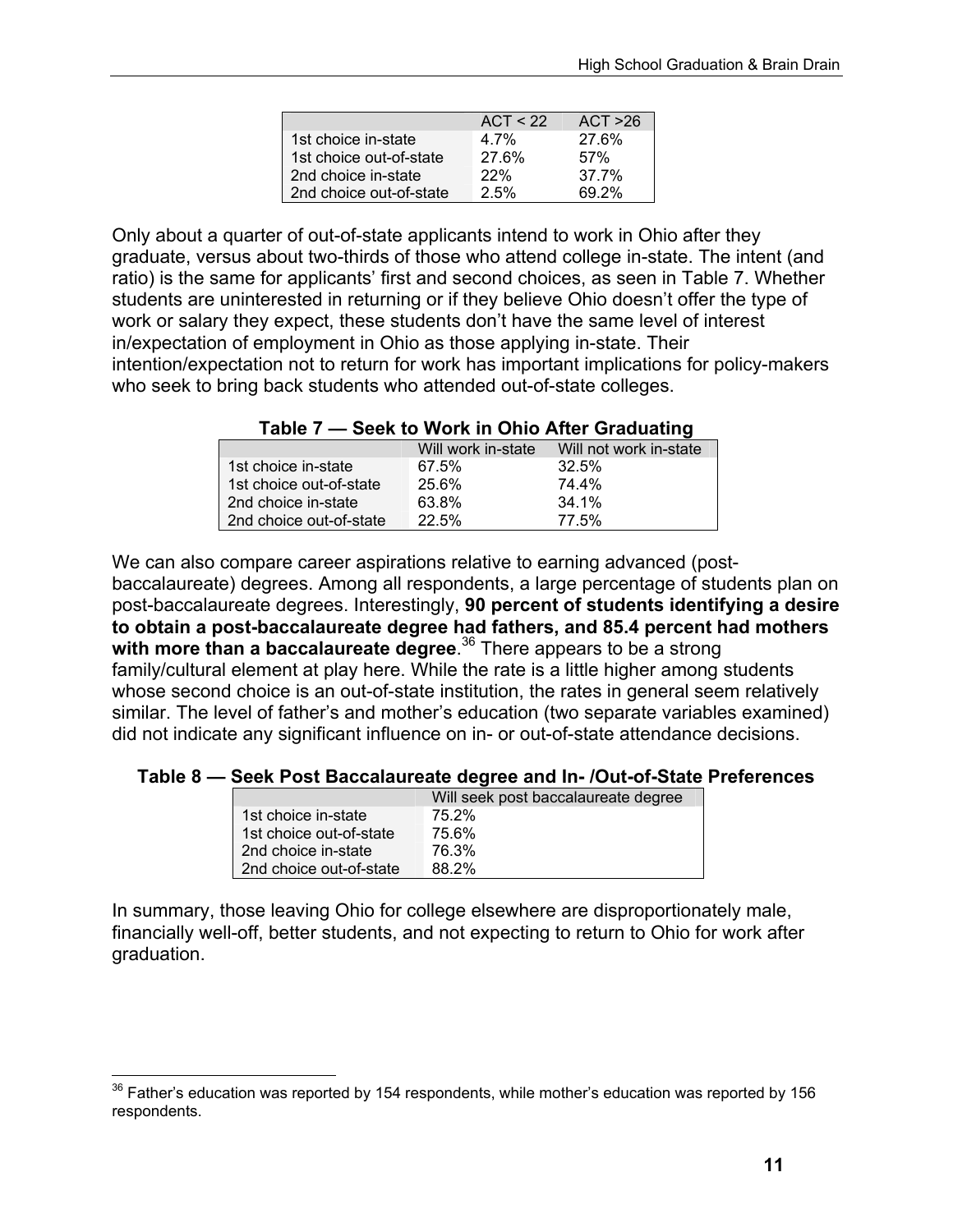| | ACT < 22 | ACT >26 |
|---|---|---|
| 1st choice in-state | 4.7% | 27.6% |
| 1st choice out-of-state | 27.6% | 57% |
| 2nd choice in-state | 22% | 37.7% |
| 2nd choice out-of-state | 2.5% | 69.2% |

Only about a quarter of out-of-state applicants intend to work in Ohio after they graduate, versus about two-thirds of those who attend college in-state. The intent (and ratio) is the same for applicants' first and second choices, as seen in Table 7. Whether students are uninterested in returning or if they believe Ohio doesn't offer the type of work or salary they expect, these students don't have the same level of interest in/expectation of employment in Ohio as those applying in-state. Their intention/expectation not to return for work has important implications for policy-makers who seek to bring back students who attended out-of-state colleges.

**Table 7 — Seek to Work in Ohio After Graduating**

| | Will work in-state | Will not work in-state |
|---|---|---|
| 1st choice in-state | 67.5% | 32.5% |
| 1st choice out-of-state | 25.6% | 74.4% |
| 2nd choice in-state | 63.8% | 34.1% |
| 2nd choice out-of-state | 22.5% | 77.5% |

We can also compare career aspirations relative to earning advanced (post-baccalaureate) degrees. Among all respondents, a large percentage of students plan on post-baccalaureate degrees. Interestingly, **90 percent of students identifying a desire to obtain a post-baccalaureate degree had fathers, and 85.4 percent had mothers with more than a baccalaureate degree**.[36] There appears to be a strong family/cultural element at play here. While the rate is a little higher among students whose second choice is an out-of-state institution, the rates in general seem relatively similar. The level of father's and mother's education (two separate variables examined) did not indicate any significant influence on in- or out-of-state attendance decisions.

**Table 8 — Seek Post Baccalaureate degree and In- /Out-of-State Preferences**

| | Will seek post baccalaureate degree |
|---|---|
| 1st choice in-state | 75.2% |
| 1st choice out-of-state | 75.6% |
| 2nd choice in-state | 76.3% |
| 2nd choice out-of-state | 88.2% |

In summary, those leaving Ohio for college elsewhere are disproportionately male, financially well-off, better students, and not expecting to return to Ohio for work after graduation.

[36] Father's education was reported by 154 respondents, while mother's education was reported by 156 respondents.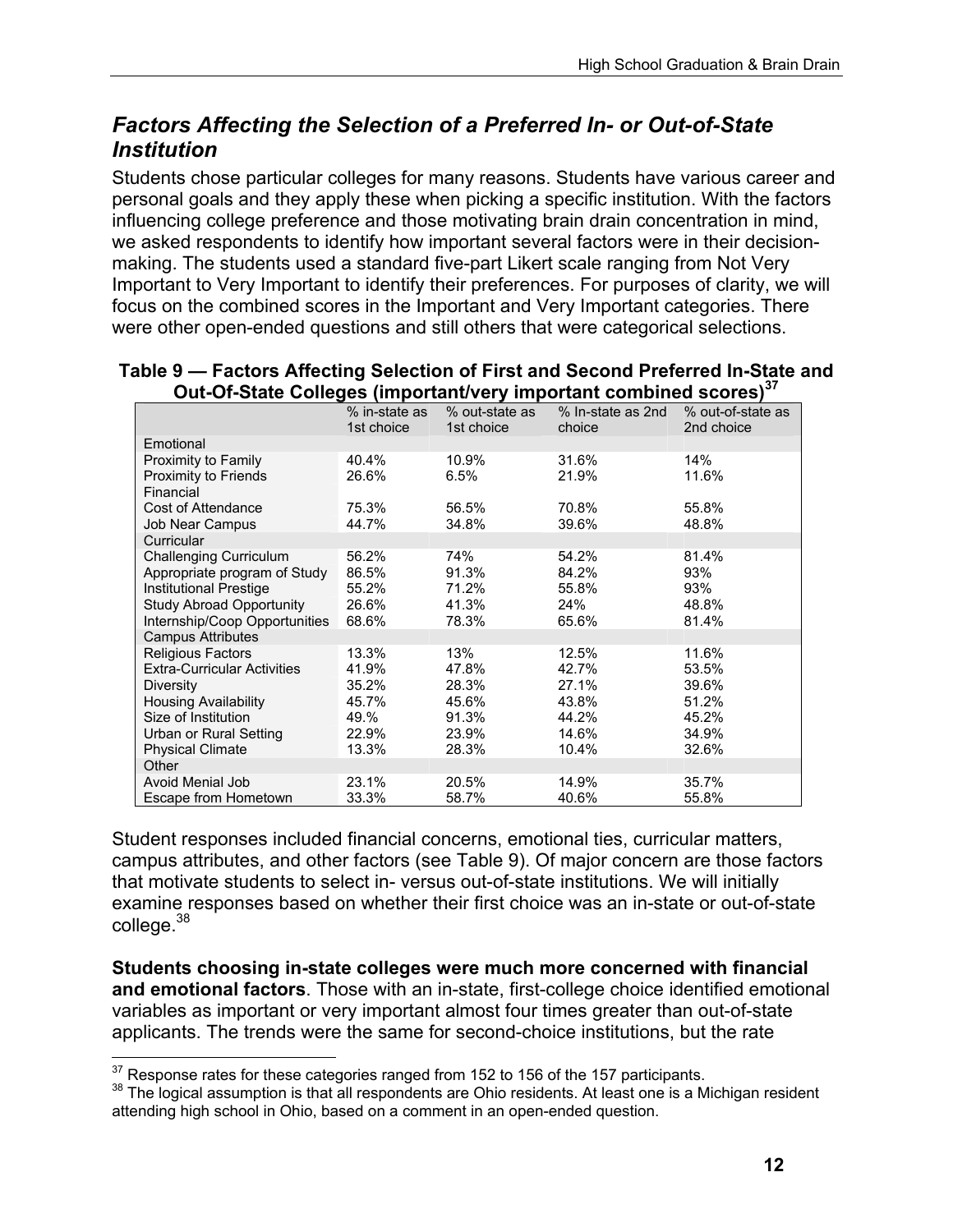## *Factors Affecting the Selection of a Preferred In- or Out-of-State Institution*

Students chose particular colleges for many reasons. Students have various career and personal goals and they apply these when picking a specific institution. With the factors influencing college preference and those motivating brain drain concentration in mind, we asked respondents to identify how important several factors were in their decision-making. The students used a standard five-part Likert scale ranging from Not Very Important to Very Important to identify their preferences. For purposes of clarity, we will focus on the combined scores in the Important and Very Important categories. There were other open-ended questions and still others that were categorical selections.

**Table 9 — Factors Affecting Selection of First and Second Preferred In-State and Out-Of-State Colleges (important/very important combined scores)[37]**

| | % in-state as 1st choice | % out-state as 1st choice | % In-state as 2nd choice | % out-of-state as 2nd choice |
|---|---|---|---|---|
| Emotional | | | | |
| Proximity to Family | 40.4% | 10.9% | 31.6% | 14% |
| Proximity to Friends | 26.6% | 6.5% | 21.9% | 11.6% |
| Financial | | | | |
| Cost of Attendance | 75.3% | 56.5% | 70.8% | 55.8% |
| Job Near Campus | 44.7% | 34.8% | 39.6% | 48.8% |
| Curricular | | | | |
| Challenging Curriculum | 56.2% | 74% | 54.2% | 81.4% |
| Appropriate program of Study | 86.5% | 91.3% | 84.2% | 93% |
| Institutional Prestige | 55.2% | 71.2% | 55.8% | 93% |
| Study Abroad Opportunity | 26.6% | 41.3% | 24% | 48.8% |
| Internship/Coop Opportunities | 68.6% | 78.3% | 65.6% | 81.4% |
| Campus Attributes | | | | |
| Religious Factors | 13.3% | 13% | 12.5% | 11.6% |
| Extra-Curricular Activities | 41.9% | 47.8% | 42.7% | 53.5% |
| Diversity | 35.2% | 28.3% | 27.1% | 39.6% |
| Housing Availability | 45.7% | 45.6% | 43.8% | 51.2% |
| Size of Institution | 49.% | 91.3% | 44.2% | 45.2% |
| Urban or Rural Setting | 22.9% | 23.9% | 14.6% | 34.9% |
| Physical Climate | 13.3% | 28.3% | 10.4% | 32.6% |
| Other | | | | |
| Avoid Menial Job | 23.1% | 20.5% | 14.9% | 35.7% |
| Escape from Hometown | 33.3% | 58.7% | 40.6% | 55.8% |

Student responses included financial concerns, emotional ties, curricular matters, campus attributes, and other factors (see Table 9). Of major concern are those factors that motivate students to select in- versus out-of-state institutions. We will initially examine responses based on whether their first choice was an in-state or out-of-state college.[38]

**Students choosing in-state colleges were much more concerned with financial and emotional factors**. Those with an in-state, first-college choice identified emotional variables as important or very important almost four times greater than out-of-state applicants. The trends were the same for second-choice institutions, but the rate

[37] Response rates for these categories ranged from 152 to 156 of the 157 participants.

[38] The logical assumption is that all respondents are Ohio residents. At least one is a Michigan resident attending high school in Ohio, based on a comment in an open-ended question.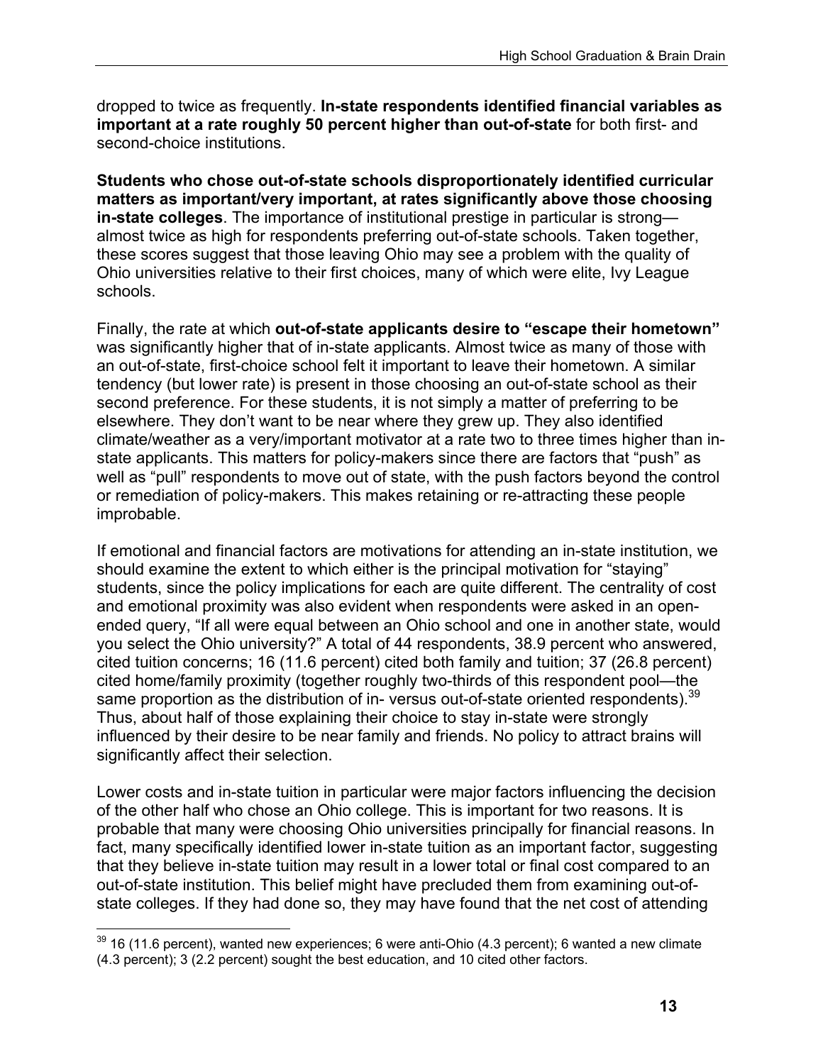dropped to twice as frequently. **In-state respondents identified financial variables as important at a rate roughly 50 percent higher than out-of-state** for both first- and second-choice institutions.

**Students who chose out-of-state schools disproportionately identified curricular matters as important/very important, at rates significantly above those choosing in-state colleges**. The importance of institutional prestige in particular is strong—almost twice as high for respondents preferring out-of-state schools. Taken together, these scores suggest that those leaving Ohio may see a problem with the quality of Ohio universities relative to their first choices, many of which were elite, Ivy League schools.

Finally, the rate at which **out-of-state applicants desire to "escape their hometown"** was significantly higher that of in-state applicants. Almost twice as many of those with an out-of-state, first-choice school felt it important to leave their hometown. A similar tendency (but lower rate) is present in those choosing an out-of-state school as their second preference. For these students, it is not simply a matter of preferring to be elsewhere. They don't want to be near where they grew up. They also identified climate/weather as a very/important motivator at a rate two to three times higher than in-state applicants. This matters for policy-makers since there are factors that "push" as well as "pull" respondents to move out of state, with the push factors beyond the control or remediation of policy-makers. This makes retaining or re-attracting these people improbable.

If emotional and financial factors are motivations for attending an in-state institution, we should examine the extent to which either is the principal motivation for "staying" students, since the policy implications for each are quite different. The centrality of cost and emotional proximity was also evident when respondents were asked in an open-ended query, "If all were equal between an Ohio school and one in another state, would you select the Ohio university?" A total of 44 respondents, 38.9 percent who answered, cited tuition concerns; 16 (11.6 percent) cited both family and tuition; 37 (26.8 percent) cited home/family proximity (together roughly two-thirds of this respondent pool—the same proportion as the distribution of in- versus out-of-state oriented respondents).[39] Thus, about half of those explaining their choice to stay in-state were strongly influenced by their desire to be near family and friends. No policy to attract brains will significantly affect their selection.

Lower costs and in-state tuition in particular were major factors influencing the decision of the other half who chose an Ohio college. This is important for two reasons. It is probable that many were choosing Ohio universities principally for financial reasons. In fact, many specifically identified lower in-state tuition as an important factor, suggesting that they believe in-state tuition may result in a lower total or final cost compared to an out-of-state institution. This belief might have precluded them from examining out-of-state colleges. If they had done so, they may have found that the net cost of attending

---

[39] 16 (11.6 percent), wanted new experiences; 6 were anti-Ohio (4.3 percent); 6 wanted a new climate (4.3 percent); 3 (2.2 percent) sought the best education, and 10 cited other factors.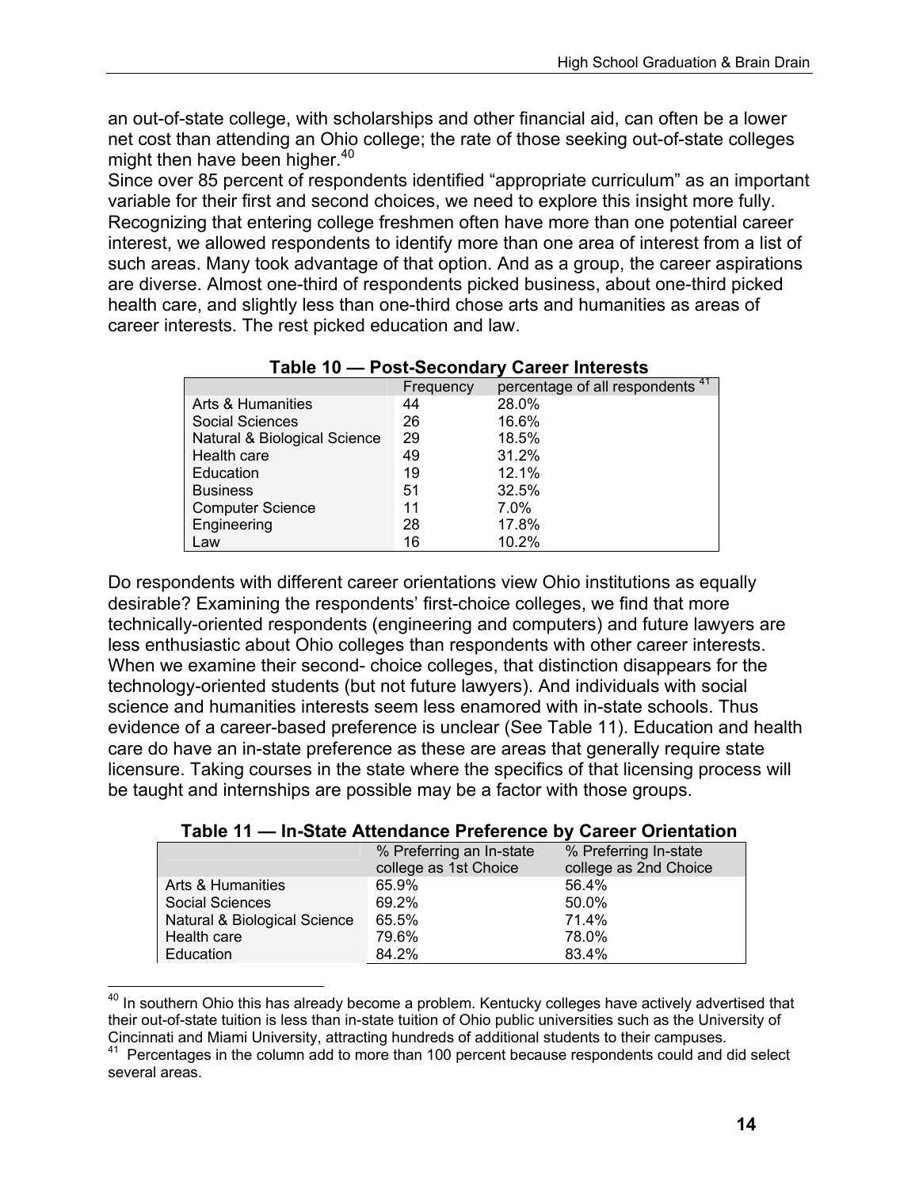an out-of-state college, with scholarships and other financial aid, can often be a lower net cost than attending an Ohio college; the rate of those seeking out-of-state colleges might then have been higher.[40]

Since over 85 percent of respondents identified "appropriate curriculum" as an important variable for their first and second choices, we need to explore this insight more fully. Recognizing that entering college freshmen often have more than one potential career interest, we allowed respondents to identify more than one area of interest from a list of such areas. Many took advantage of that option. And as a group, the career aspirations are diverse. Almost one-third of respondents picked business, about one-third picked health care, and slightly less than one-third chose arts and humanities as areas of career interests. The rest picked education and law.

**Table 10 — Post-Secondary Career Interests**

| | Frequency | percentage of all respondents [41] |
|---|---|---|
| Arts & Humanities | 44 | 28.0% |
| Social Sciences | 26 | 16.6% |
| Natural & Biological Science | 29 | 18.5% |
| Health care | 49 | 31.2% |
| Education | 19 | 12.1% |
| Business | 51 | 32.5% |
| Computer Science | 11 | 7.0% |
| Engineering | 28 | 17.8% |
| Law | 16 | 10.2% |

Do respondents with different career orientations view Ohio institutions as equally desirable? Examining the respondents' first-choice colleges, we find that more technically-oriented respondents (engineering and computers) and future lawyers are less enthusiastic about Ohio colleges than respondents with other career interests. When we examine their second- choice colleges, that distinction disappears for the technology-oriented students (but not future lawyers). And individuals with social science and humanities interests seem less enamored with in-state schools. Thus evidence of a career-based preference is unclear (See Table 11). Education and health care do have an in-state preference as these are areas that generally require state licensure. Taking courses in the state where the specifics of that licensing process will be taught and internships are possible may be a factor with those groups.

**Table 11 — In-State Attendance Preference by Career Orientation**

| | % Preferring an In-state college as 1st Choice | % Preferring In-state college as 2nd Choice |
|---|---|---|
| Arts & Humanities | 65.9% | 56.4% |
| Social Sciences | 69.2% | 50.0% |
| Natural & Biological Science | 65.5% | 71.4% |
| Health care | 79.6% | 78.0% |
| Education | 84.2% | 83.4% |

[40] In southern Ohio this has already become a problem. Kentucky colleges have actively advertised that their out-of-state tuition is less than in-state tuition of Ohio public universities such as the University of Cincinnati and Miami University, attracting hundreds of additional students to their campuses.

[41] Percentages in the column add to more than 100 percent because respondents could and did select several areas.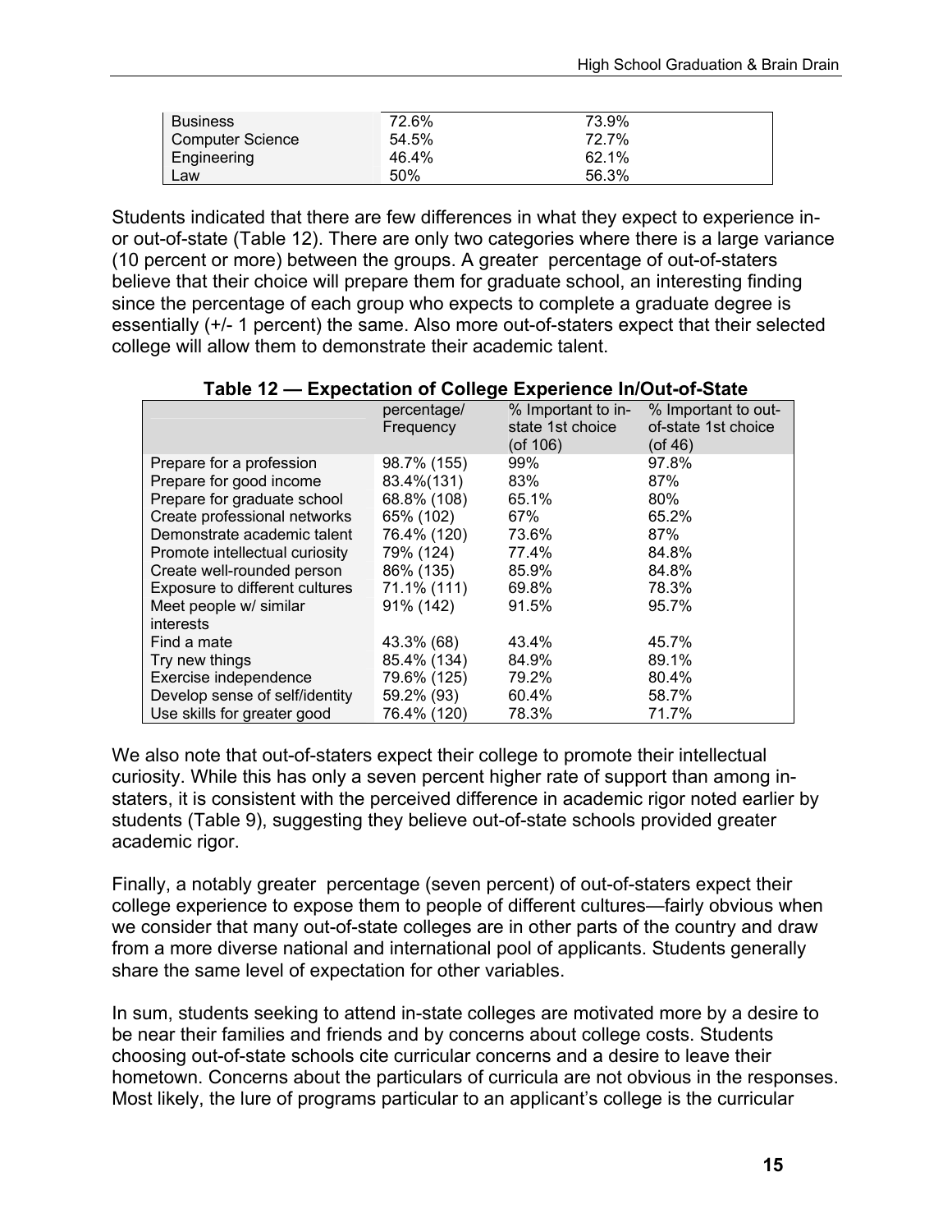| | | |
|---|---|---|
| Business | 72.6% | 73.9% |
| Computer Science | 54.5% | 72.7% |
| Engineering | 46.4% | 62.1% |
| Law | 50% | 56.3% |

Students indicated that there are few differences in what they expect to experience in- or out-of-state (Table 12). There are only two categories where there is a large variance (10 percent or more) between the groups. A greater percentage of out-of-staters believe that their choice will prepare them for graduate school, an interesting finding since the percentage of each group who expects to complete a graduate degree is essentially (+/- 1 percent) the same. Also more out-of-staters expect that their selected college will allow them to demonstrate their academic talent.

**Table 12 — Expectation of College Experience In/Out-of-State**

| | percentage/ Frequency | % Important to in-state 1st choice (of 106) | % Important to out-of-state 1st choice (of 46) |
|---|---|---|---|
| Prepare for a profession | 98.7% (155) | 99% | 97.8% |
| Prepare for good income | 83.4%(131) | 83% | 87% |
| Prepare for graduate school | 68.8% (108) | 65.1% | 80% |
| Create professional networks | 65% (102) | 67% | 65.2% |
| Demonstrate academic talent | 76.4% (120) | 73.6% | 87% |
| Promote intellectual curiosity | 79% (124) | 77.4% | 84.8% |
| Create well-rounded person | 86% (135) | 85.9% | 84.8% |
| Exposure to different cultures | 71.1% (111) | 69.8% | 78.3% |
| Meet people w/ similar interests | 91% (142) | 91.5% | 95.7% |
| Find a mate | 43.3% (68) | 43.4% | 45.7% |
| Try new things | 85.4% (134) | 84.9% | 89.1% |
| Exercise independence | 79.6% (125) | 79.2% | 80.4% |
| Develop sense of self/identity | 59.2% (93) | 60.4% | 58.7% |
| Use skills for greater good | 76.4% (120) | 78.3% | 71.7% |

We also note that out-of-staters expect their college to promote their intellectual curiosity. While this has only a seven percent higher rate of support than among in-staters, it is consistent with the perceived difference in academic rigor noted earlier by students (Table 9), suggesting they believe out-of-state schools provided greater academic rigor.

Finally, a notably greater percentage (seven percent) of out-of-staters expect their college experience to expose them to people of different cultures—fairly obvious when we consider that many out-of-state colleges are in other parts of the country and draw from a more diverse national and international pool of applicants. Students generally share the same level of expectation for other variables.

In sum, students seeking to attend in-state colleges are motivated more by a desire to be near their families and friends and by concerns about college costs. Students choosing out-of-state schools cite curricular concerns and a desire to leave their hometown. Concerns about the particulars of curricula are not obvious in the responses. Most likely, the lure of programs particular to an applicant's college is the curricular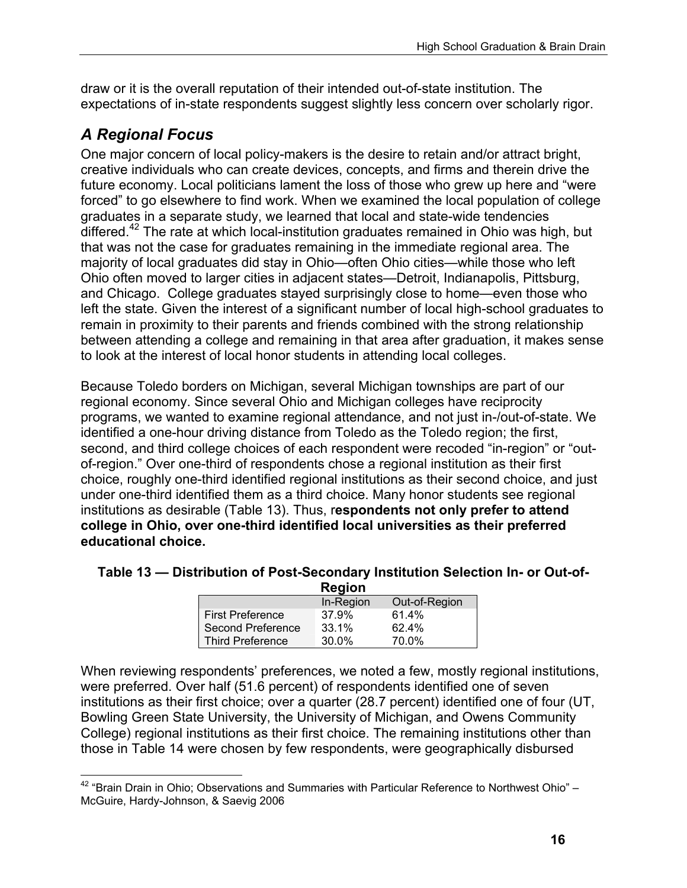draw or it is the overall reputation of their intended out-of-state institution. The expectations of in-state respondents suggest slightly less concern over scholarly rigor.

## *A Regional Focus*

One major concern of local policy-makers is the desire to retain and/or attract bright, creative individuals who can create devices, concepts, and firms and therein drive the future economy. Local politicians lament the loss of those who grew up here and "were forced" to go elsewhere to find work. When we examined the local population of college graduates in a separate study, we learned that local and state-wide tendencies differed.[42] The rate at which local-institution graduates remained in Ohio was high, but that was not the case for graduates remaining in the immediate regional area. The majority of local graduates did stay in Ohio—often Ohio cities—while those who left Ohio often moved to larger cities in adjacent states—Detroit, Indianapolis, Pittsburg, and Chicago. College graduates stayed surprisingly close to home—even those who left the state. Given the interest of a significant number of local high-school graduates to remain in proximity to their parents and friends combined with the strong relationship between attending a college and remaining in that area after graduation, it makes sense to look at the interest of local honor students in attending local colleges.

Because Toledo borders on Michigan, several Michigan townships are part of our regional economy. Since several Ohio and Michigan colleges have reciprocity programs, we wanted to examine regional attendance, and not just in-/out-of-state. We identified a one-hour driving distance from Toledo as the Toledo region; the first, second, and third college choices of each respondent were recoded "in-region" or "out-of-region." Over one-third of respondents chose a regional institution as their first choice, roughly one-third identified regional institutions as their second choice, and just under one-third identified them as a third choice. Many honor students see regional institutions as desirable (Table 13). Thus, r**espondents not only prefer to attend college in Ohio, over one-third identified local universities as their preferred educational choice.**

**Table 13 — Distribution of Post-Secondary Institution Selection In- or Out-of-Region**

| | In-Region | Out-of-Region |
|---|---|---|
| First Preference | 37.9% | 61.4% |
| Second Preference | 33.1% | 62.4% |
| Third Preference | 30.0% | 70.0% |

When reviewing respondents' preferences, we noted a few, mostly regional institutions, were preferred. Over half (51.6 percent) of respondents identified one of seven institutions as their first choice; over a quarter (28.7 percent) identified one of four (UT, Bowling Green State University, the University of Michigan, and Owens Community College) regional institutions as their first choice. The remaining institutions other than those in Table 14 were chosen by few respondents, were geographically disbursed

---

[42] "Brain Drain in Ohio; Observations and Summaries with Particular Reference to Northwest Ohio" – McGuire, Hardy-Johnson, & Saevig 2006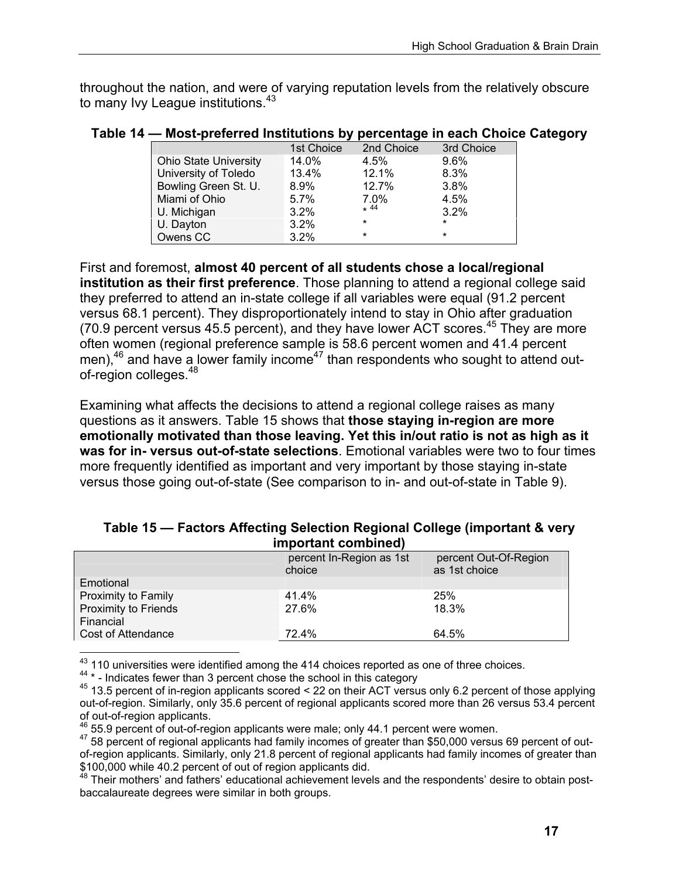throughout the nation, and were of varying reputation levels from the relatively obscure to many Ivy League institutions.[43]

**Table 14 — Most-preferred Institutions by percentage in each Choice Category**

| | 1st Choice | 2nd Choice | 3rd Choice |
|---|---|---|---|
| Ohio State University | 14.0% | 4.5% | 9.6% |
| University of Toledo | 13.4% | 12.1% | 8.3% |
| Bowling Green St. U. | 8.9% | 12.7% | 3.8% |
| Miami of Ohio | 5.7% | 7.0% | 4.5% |
| U. Michigan | 3.2% | * [44] | 3.2% |
| U. Dayton | 3.2% | * | * |
| Owens CC | 3.2% | * | * |

First and foremost, **almost 40 percent of all students chose a local/regional institution as their first preference**. Those planning to attend a regional college said they preferred to attend an in-state college if all variables were equal (91.2 percent versus 68.1 percent). They disproportionately intend to stay in Ohio after graduation (70.9 percent versus 45.5 percent), and they have lower ACT scores.[45] They are more often women (regional preference sample is 58.6 percent women and 41.4 percent men),[46] and have a lower family income[47] than respondents who sought to attend out-of-region colleges.[48]

Examining what affects the decisions to attend a regional college raises as many questions as it answers. Table 15 shows that **those staying in-region are more emotionally motivated than those leaving. Yet this in/out ratio is not as high as it was for in- versus out-of-state selections**. Emotional variables were two to four times more frequently identified as important and very important by those staying in-state versus those going out-of-state (See comparison to in- and out-of-state in Table 9).

**Table 15 — Factors Affecting Selection Regional College (important & very important combined)**

| | percent In-Region as 1st choice | percent Out-Of-Region as 1st choice |
|---|---|---|
| Emotional | | |
| Proximity to Family | 41.4% | 25% |
| Proximity to Friends | 27.6% | 18.3% |
| Financial | | |
| Cost of Attendance | 72.4% | 64.5% |

---

[43] 110 universities were identified among the 414 choices reported as one of three choices.

[44] * - Indicates fewer than 3 percent chose the school in this category

[45] 13.5 percent of in-region applicants scored < 22 on their ACT versus only 6.2 percent of those applying out-of-region. Similarly, only 35.6 percent of regional applicants scored more than 26 versus 53.4 percent of out-of-region applicants.

[46] 55.9 percent of out-of-region applicants were male; only 44.1 percent were women.

[47] 58 percent of regional applicants had family incomes of greater than $50,000 versus 69 percent of out-of-region applicants. Similarly, only 21.8 percent of regional applicants had family incomes of greater than $100,000 while 40.2 percent of out of region applicants did.

[48] Their mothers' and fathers' educational achievement levels and the respondents' desire to obtain post-baccalaureate degrees were similar in both groups.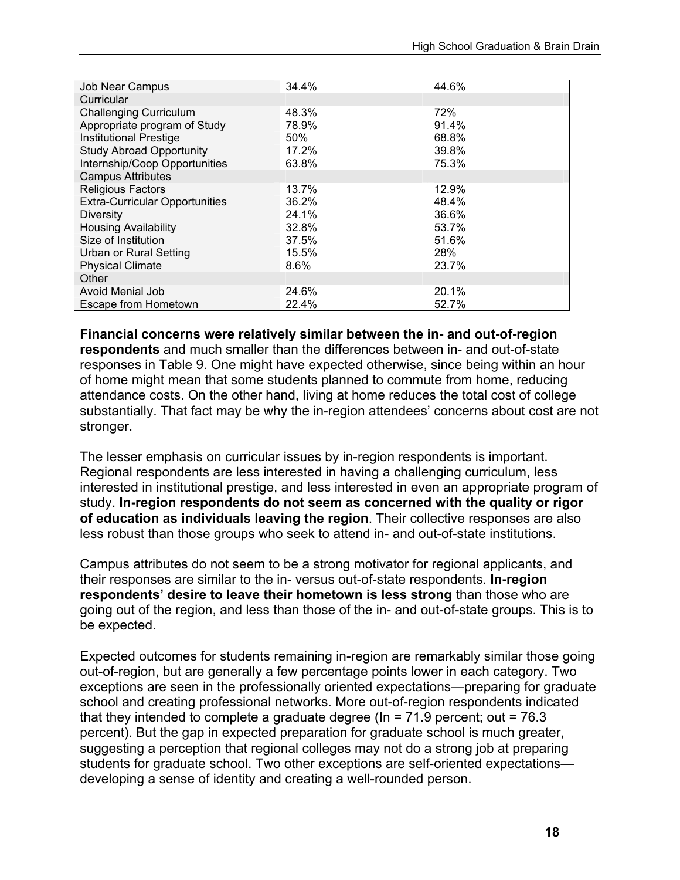| | | |
|---|---|---|
| Job Near Campus | 34.4% | 44.6% |
| Curricular | | |
| Challenging Curriculum | 48.3% | 72% |
| Appropriate program of Study | 78.9% | 91.4% |
| Institutional Prestige | 50% | 68.8% |
| Study Abroad Opportunity | 17.2% | 39.8% |
| Internship/Coop Opportunities | 63.8% | 75.3% |
| Campus Attributes | | |
| Religious Factors | 13.7% | 12.9% |
| Extra-Curricular Opportunities | 36.2% | 48.4% |
| Diversity | 24.1% | 36.6% |
| Housing Availability | 32.8% | 53.7% |
| Size of Institution | 37.5% | 51.6% |
| Urban or Rural Setting | 15.5% | 28% |
| Physical Climate | 8.6% | 23.7% |
| Other | | |
| Avoid Menial Job | 24.6% | 20.1% |
| Escape from Hometown | 22.4% | 52.7% |

**Financial concerns were relatively similar between the in- and out-of-region respondents** and much smaller than the differences between in- and out-of-state responses in Table 9. One might have expected otherwise, since being within an hour of home might mean that some students planned to commute from home, reducing attendance costs. On the other hand, living at home reduces the total cost of college substantially. That fact may be why the in-region attendees' concerns about cost are not stronger.

The lesser emphasis on curricular issues by in-region respondents is important. Regional respondents are less interested in having a challenging curriculum, less interested in institutional prestige, and less interested in even an appropriate program of study. **In-region respondents do not seem as concerned with the quality or rigor of education as individuals leaving the region**. Their collective responses are also less robust than those groups who seek to attend in- and out-of-state institutions.

Campus attributes do not seem to be a strong motivator for regional applicants, and their responses are similar to the in- versus out-of-state respondents. **In-region respondents' desire to leave their hometown is less strong** than those who are going out of the region, and less than those of the in- and out-of-state groups. This is to be expected.

Expected outcomes for students remaining in-region are remarkably similar those going out-of-region, but are generally a few percentage points lower in each category. Two exceptions are seen in the professionally oriented expectations—preparing for graduate school and creating professional networks. More out-of-region respondents indicated that they intended to complete a graduate degree (In = 71.9 percent; out = 76.3 percent). But the gap in expected preparation for graduate school is much greater, suggesting a perception that regional colleges may not do a strong job at preparing students for graduate school. Two other exceptions are self-oriented expectations—developing a sense of identity and creating a well-rounded person.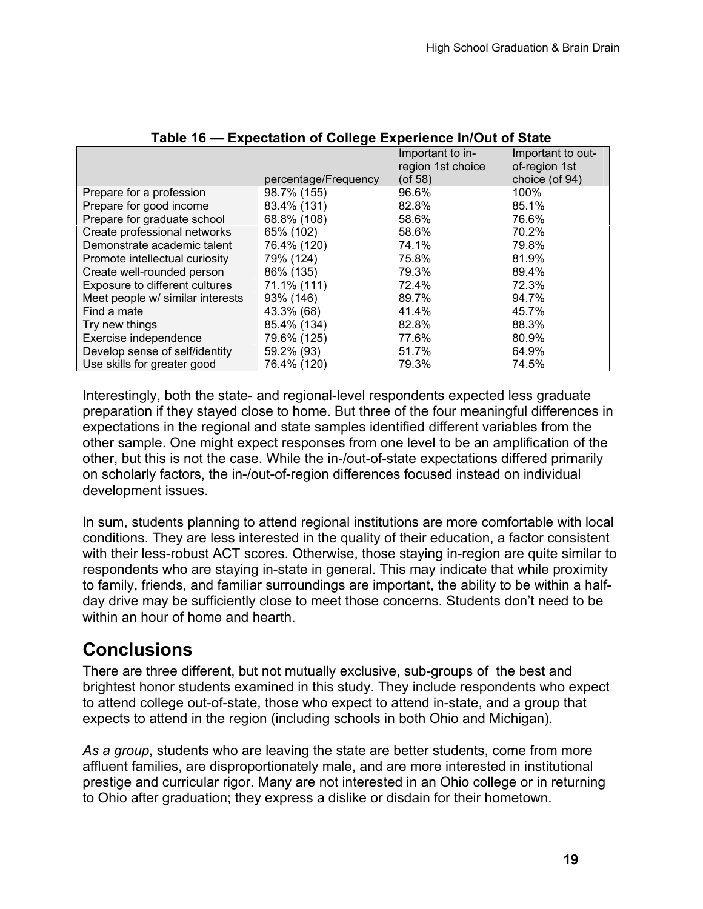**Table 16 — Expectation of College Experience In/Out of State**

| | percentage/Frequency | Important to in-region 1st choice (of 58) | Important to out-of-region 1st choice (of 94) |
|---|---|---|---|
| Prepare for a profession | 98.7% (155) | 96.6% | 100% |
| Prepare for good income | 83.4% (131) | 82.8% | 85.1% |
| Prepare for graduate school | 68.8% (108) | 58.6% | 76.6% |
| Create professional networks | 65% (102) | 58.6% | 70.2% |
| Demonstrate academic talent | 76.4% (120) | 74.1% | 79.8% |
| Promote intellectual curiosity | 79% (124) | 75.8% | 81.9% |
| Create well-rounded person | 86% (135) | 79.3% | 89.4% |
| Exposure to different cultures | 71.1% (111) | 72.4% | 72.3% |
| Meet people w/ similar interests | 93% (146) | 89.7% | 94.7% |
| Find a mate | 43.3% (68) | 41.4% | 45.7% |
| Try new things | 85.4% (134) | 82.8% | 88.3% |
| Exercise independence | 79.6% (125) | 77.6% | 80.9% |
| Develop sense of self/identity | 59.2% (93) | 51.7% | 64.9% |
| Use skills for greater good | 76.4% (120) | 79.3% | 74.5% |

Interestingly, both the state- and regional-level respondents expected less graduate preparation if they stayed close to home. But three of the four meaningful differences in expectations in the regional and state samples identified different variables from the other sample. One might expect responses from one level to be an amplification of the other, but this is not the case. While the in-/out-of-state expectations differed primarily on scholarly factors, the in-/out-of-region differences focused instead on individual development issues.

In sum, students planning to attend regional institutions are more comfortable with local conditions. They are less interested in the quality of their education, a factor consistent with their less-robust ACT scores. Otherwise, those staying in-region are quite similar to respondents who are staying in-state in general. This may indicate that while proximity to family, friends, and familiar surroundings are important, the ability to be within a half-day drive may be sufficiently close to meet those concerns. Students don't need to be within an hour of home and hearth.

## Conclusions

There are three different, but not mutually exclusive, sub-groups of the best and brightest honor students examined in this study. They include respondents who expect to attend college out-of-state, those who expect to attend in-state, and a group that expects to attend in the region (including schools in both Ohio and Michigan).

*As a group*, students who are leaving the state are better students, come from more affluent families, are disproportionately male, and are more interested in institutional prestige and curricular rigor. Many are not interested in an Ohio college or in returning to Ohio after graduation; they express a dislike or disdain for their hometown.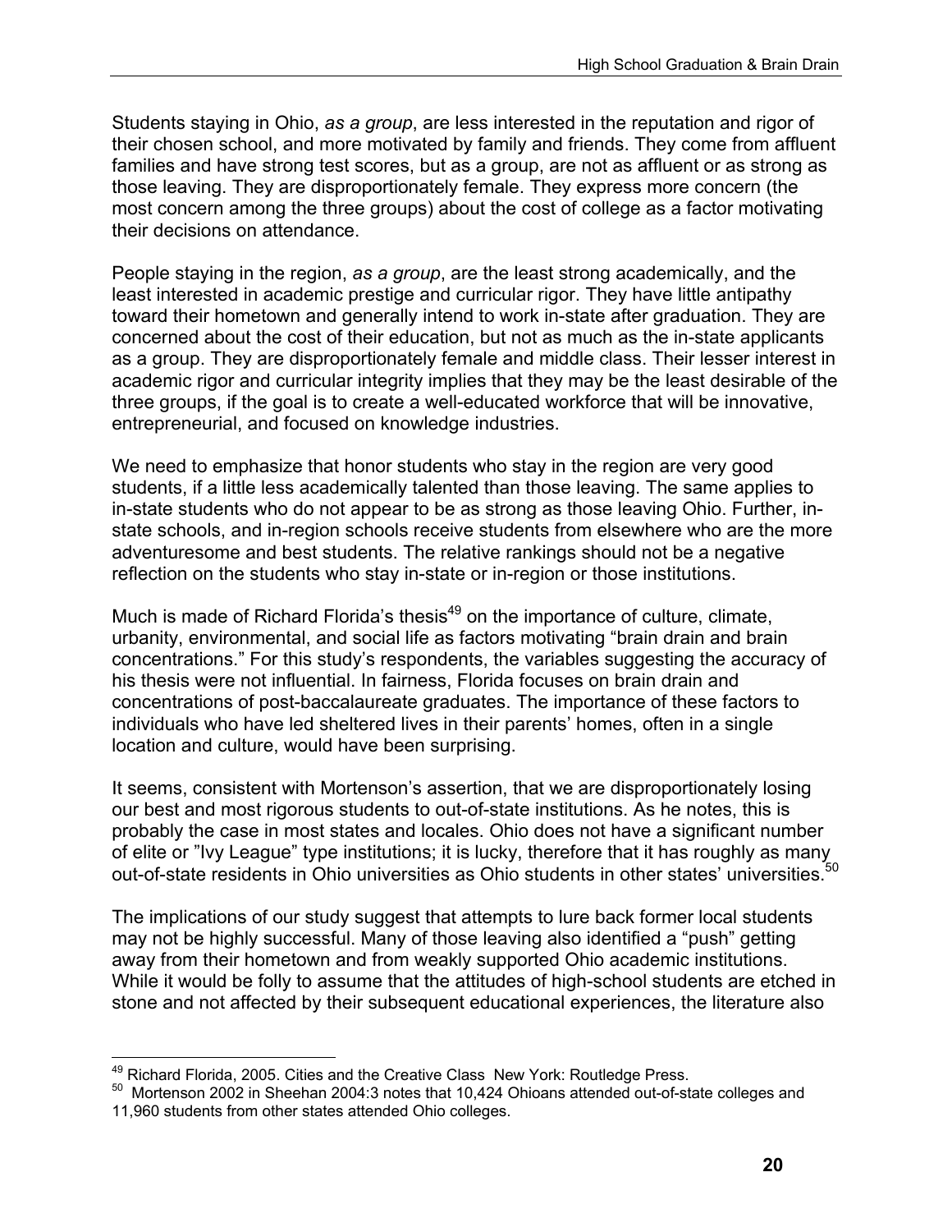Students staying in Ohio, *as a group*, are less interested in the reputation and rigor of their chosen school, and more motivated by family and friends. They come from affluent families and have strong test scores, but as a group, are not as affluent or as strong as those leaving. They are disproportionately female. They express more concern (the most concern among the three groups) about the cost of college as a factor motivating their decisions on attendance.

People staying in the region, *as a group*, are the least strong academically, and the least interested in academic prestige and curricular rigor. They have little antipathy toward their hometown and generally intend to work in-state after graduation. They are concerned about the cost of their education, but not as much as the in-state applicants as a group. They are disproportionately female and middle class. Their lesser interest in academic rigor and curricular integrity implies that they may be the least desirable of the three groups, if the goal is to create a well-educated workforce that will be innovative, entrepreneurial, and focused on knowledge industries.

We need to emphasize that honor students who stay in the region are very good students, if a little less academically talented than those leaving. The same applies to in-state students who do not appear to be as strong as those leaving Ohio. Further, in-state schools, and in-region schools receive students from elsewhere who are the more adventuresome and best students. The relative rankings should not be a negative reflection on the students who stay in-state or in-region or those institutions.

Much is made of Richard Florida's thesis[49] on the importance of culture, climate, urbanity, environmental, and social life as factors motivating "brain drain and brain concentrations." For this study's respondents, the variables suggesting the accuracy of his thesis were not influential. In fairness, Florida focuses on brain drain and concentrations of post-baccalaureate graduates. The importance of these factors to individuals who have led sheltered lives in their parents' homes, often in a single location and culture, would have been surprising.

It seems, consistent with Mortenson's assertion, that we are disproportionately losing our best and most rigorous students to out-of-state institutions. As he notes, this is probably the case in most states and locales. Ohio does not have a significant number of elite or "Ivy League" type institutions; it is lucky, therefore that it has roughly as many out-of-state residents in Ohio universities as Ohio students in other states' universities.[50]

The implications of our study suggest that attempts to lure back former local students may not be highly successful. Many of those leaving also identified a "push" getting away from their hometown and from weakly supported Ohio academic institutions. While it would be folly to assume that the attitudes of high-school students are etched in stone and not affected by their subsequent educational experiences, the literature also

---

[49] Richard Florida, 2005. Cities and the Creative Class New York: Routledge Press.

[50] Mortenson 2002 in Sheehan 2004:3 notes that 10,424 Ohioans attended out-of-state colleges and 11,960 students from other states attended Ohio colleges.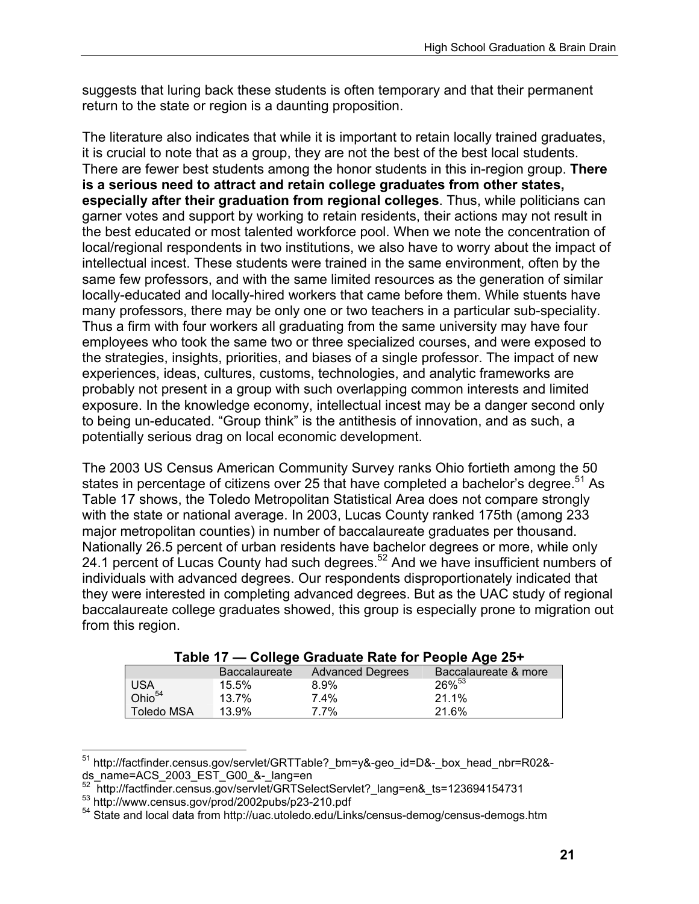suggests that luring back these students is often temporary and that their permanent return to the state or region is a daunting proposition.

The literature also indicates that while it is important to retain locally trained graduates, it is crucial to note that as a group, they are not the best of the best local students. There are fewer best students among the honor students in this in-region group. **There is a serious need to attract and retain college graduates from other states, especially after their graduation from regional colleges**. Thus, while politicians can garner votes and support by working to retain residents, their actions may not result in the best educated or most talented workforce pool. When we note the concentration of local/regional respondents in two institutions, we also have to worry about the impact of intellectual incest. These students were trained in the same environment, often by the same few professors, and with the same limited resources as the generation of similar locally-educated and locally-hired workers that came before them. While stuents have many professors, there may be only one or two teachers in a particular sub-speciality. Thus a firm with four workers all graduating from the same university may have four employees who took the same two or three specialized courses, and were exposed to the strategies, insights, priorities, and biases of a single professor. The impact of new experiences, ideas, cultures, customs, technologies, and analytic frameworks are probably not present in a group with such overlapping common interests and limited exposure. In the knowledge economy, intellectual incest may be a danger second only to being un-educated. "Group think" is the antithesis of innovation, and as such, a potentially serious drag on local economic development.

The 2003 US Census American Community Survey ranks Ohio fortieth among the 50 states in percentage of citizens over 25 that have completed a bachelor's degree.[51] As Table 17 shows, the Toledo Metropolitan Statistical Area does not compare strongly with the state or national average. In 2003, Lucas County ranked 175th (among 233 major metropolitan counties) in number of baccalaureate graduates per thousand. Nationally 26.5 percent of urban residents have bachelor degrees or more, while only 24.1 percent of Lucas County had such degrees.[52] And we have insufficient numbers of individuals with advanced degrees. Our respondents disproportionately indicated that they were interested in completing advanced degrees. But as the UAC study of regional baccalaureate college graduates showed, this group is especially prone to migration out from this region.

**Table 17 — College Graduate Rate for People Age 25+**

| | Baccalaureate | Advanced Degrees | Baccalaureate & more |
|---|---|---|---|
| USA | 15.5% | 8.9% | 26%[53] |
| Ohio[54] | 13.7% | 7.4% | 21.1% |
| Toledo MSA | 13.9% | 7.7% | 21.6% |

[51] http://factfinder.census.gov/servlet/GRTTable?_bm=y&-geo_id=D&-_box_head_nbr=R02&-ds_name=ACS_2003_EST_G00_&-_lang=en

[52] http://factfinder.census.gov/servlet/GRTSelectServlet?_lang=en&_ts=123694154731

[53] http://www.census.gov/prod/2002pubs/p23-210.pdf

[54] State and local data from http://uac.utoledo.edu/Links/census-demog/census-demogs.htm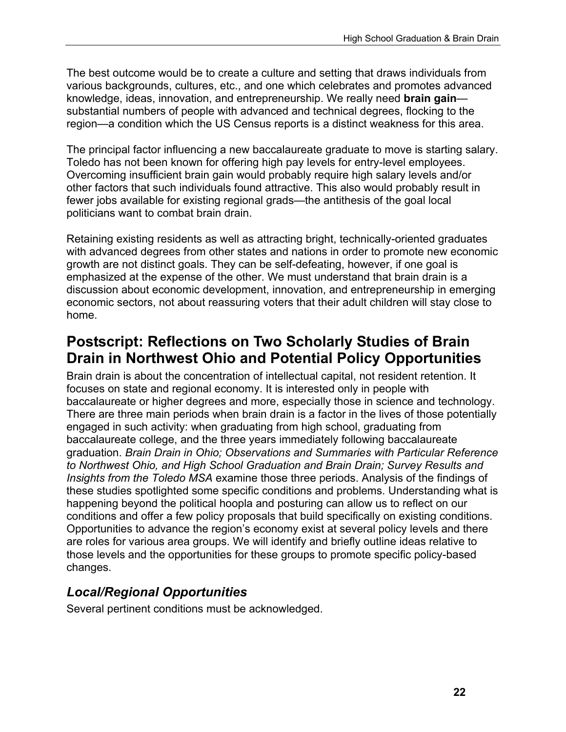The best outcome would be to create a culture and setting that draws individuals from various backgrounds, cultures, etc., and one which celebrates and promotes advanced knowledge, ideas, innovation, and entrepreneurship. We really need **brain gain**—substantial numbers of people with advanced and technical degrees, flocking to the region—a condition which the US Census reports is a distinct weakness for this area.

The principal factor influencing a new baccalaureate graduate to move is starting salary. Toledo has not been known for offering high pay levels for entry-level employees. Overcoming insufficient brain gain would probably require high salary levels and/or other factors that such individuals found attractive. This also would probably result in fewer jobs available for existing regional grads—the antithesis of the goal local politicians want to combat brain drain.

Retaining existing residents as well as attracting bright, technically-oriented graduates with advanced degrees from other states and nations in order to promote new economic growth are not distinct goals. They can be self-defeating, however, if one goal is emphasized at the expense of the other. We must understand that brain drain is a discussion about economic development, innovation, and entrepreneurship in emerging economic sectors, not about reassuring voters that their adult children will stay close to home.

## Postscript: Reflections on Two Scholarly Studies of Brain Drain in Northwest Ohio and Potential Policy Opportunities

Brain drain is about the concentration of intellectual capital, not resident retention. It focuses on state and regional economy. It is interested only in people with baccalaureate or higher degrees and more, especially those in science and technology. There are three main periods when brain drain is a factor in the lives of those potentially engaged in such activity: when graduating from high school, graduating from baccalaureate college, and the three years immediately following baccalaureate graduation. *Brain Drain in Ohio; Observations and Summaries with Particular Reference to Northwest Ohio, and High School Graduation and Brain Drain; Survey Results and Insights from the Toledo MSA* examine those three periods. Analysis of the findings of these studies spotlighted some specific conditions and problems. Understanding what is happening beyond the political hoopla and posturing can allow us to reflect on our conditions and offer a few policy proposals that build specifically on existing conditions. Opportunities to advance the region's economy exist at several policy levels and there are roles for various area groups. We will identify and briefly outline ideas relative to those levels and the opportunities for these groups to promote specific policy-based changes.

### *Local/Regional Opportunities*

Several pertinent conditions must be acknowledged.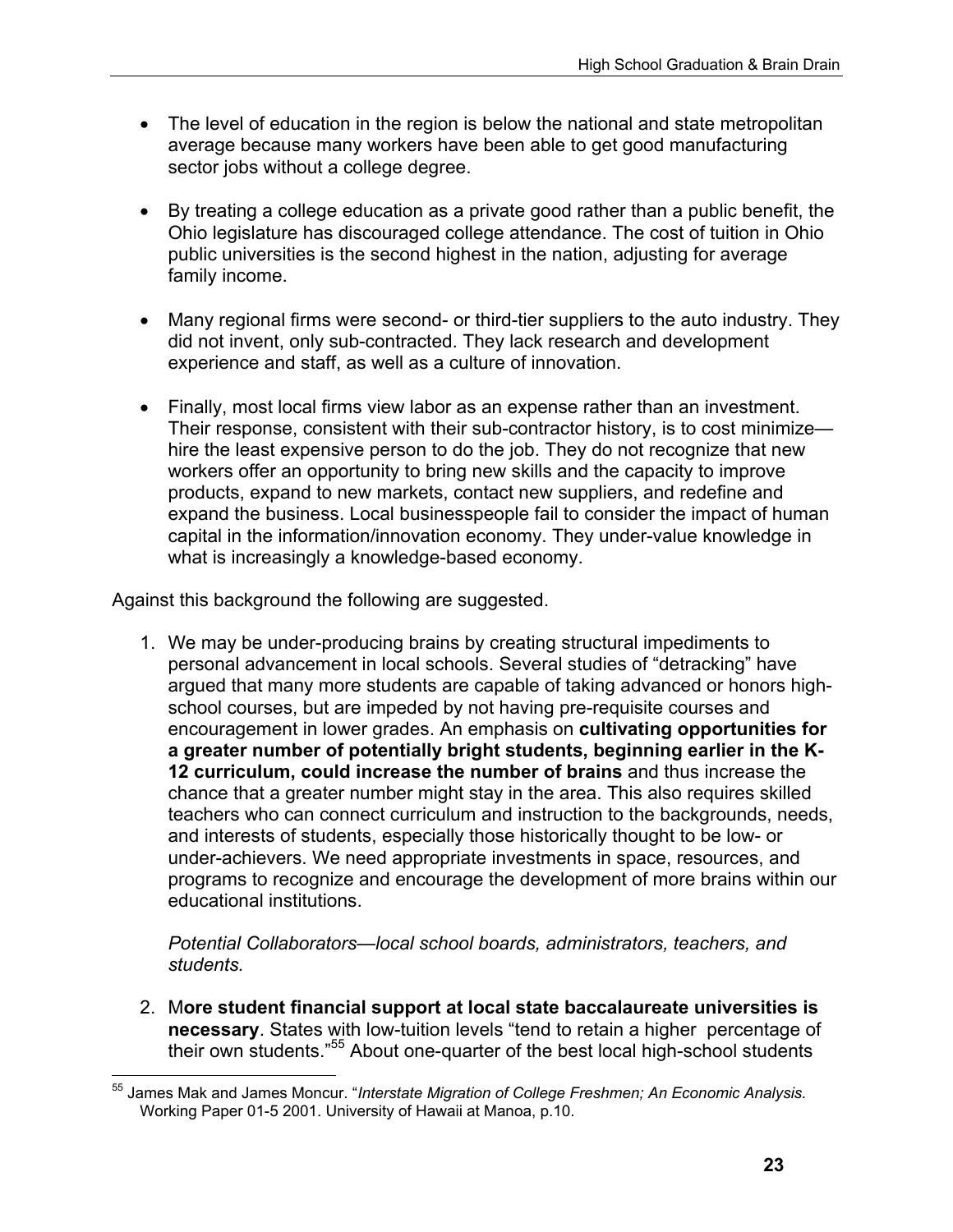- The level of education in the region is below the national and state metropolitan average because many workers have been able to get good manufacturing sector jobs without a college degree.

- By treating a college education as a private good rather than a public benefit, the Ohio legislature has discouraged college attendance. The cost of tuition in Ohio public universities is the second highest in the nation, adjusting for average family income.

- Many regional firms were second- or third-tier suppliers to the auto industry. They did not invent, only sub-contracted. They lack research and development experience and staff, as well as a culture of innovation.

- Finally, most local firms view labor as an expense rather than an investment. Their response, consistent with their sub-contractor history, is to cost minimize—hire the least expensive person to do the job. They do not recognize that new workers offer an opportunity to bring new skills and the capacity to improve products, expand to new markets, contact new suppliers, and redefine and expand the business. Local businesspeople fail to consider the impact of human capital in the information/innovation economy. They under-value knowledge in what is increasingly a knowledge-based economy.

Against this background the following are suggested.

1. We may be under-producing brains by creating structural impediments to personal advancement in local schools. Several studies of "detracking" have argued that many more students are capable of taking advanced or honors high-school courses, but are impeded by not having pre-requisite courses and encouragement in lower grades. An emphasis on **cultivating opportunities for a greater number of potentially bright students, beginning earlier in the K-12 curriculum, could increase the number of brains** and thus increase the chance that a greater number might stay in the area. This also requires skilled teachers who can connect curriculum and instruction to the backgrounds, needs, and interests of students, especially those historically thought to be low- or under-achievers. We need appropriate investments in space, resources, and programs to recognize and encourage the development of more brains within our educational institutions.

   *Potential Collaborators—local school boards, administrators, teachers, and students.*

2. M**ore student financial support at local state baccalaureate universities is necessary**. States with low-tuition levels "tend to retain a higher percentage of their own students."[55] About one-quarter of the best local high-school students

[55] James Mak and James Moncur. "*Interstate Migration of College Freshmen; An Economic Analysis.* Working Paper 01-5 2001. University of Hawaii at Manoa, p.10.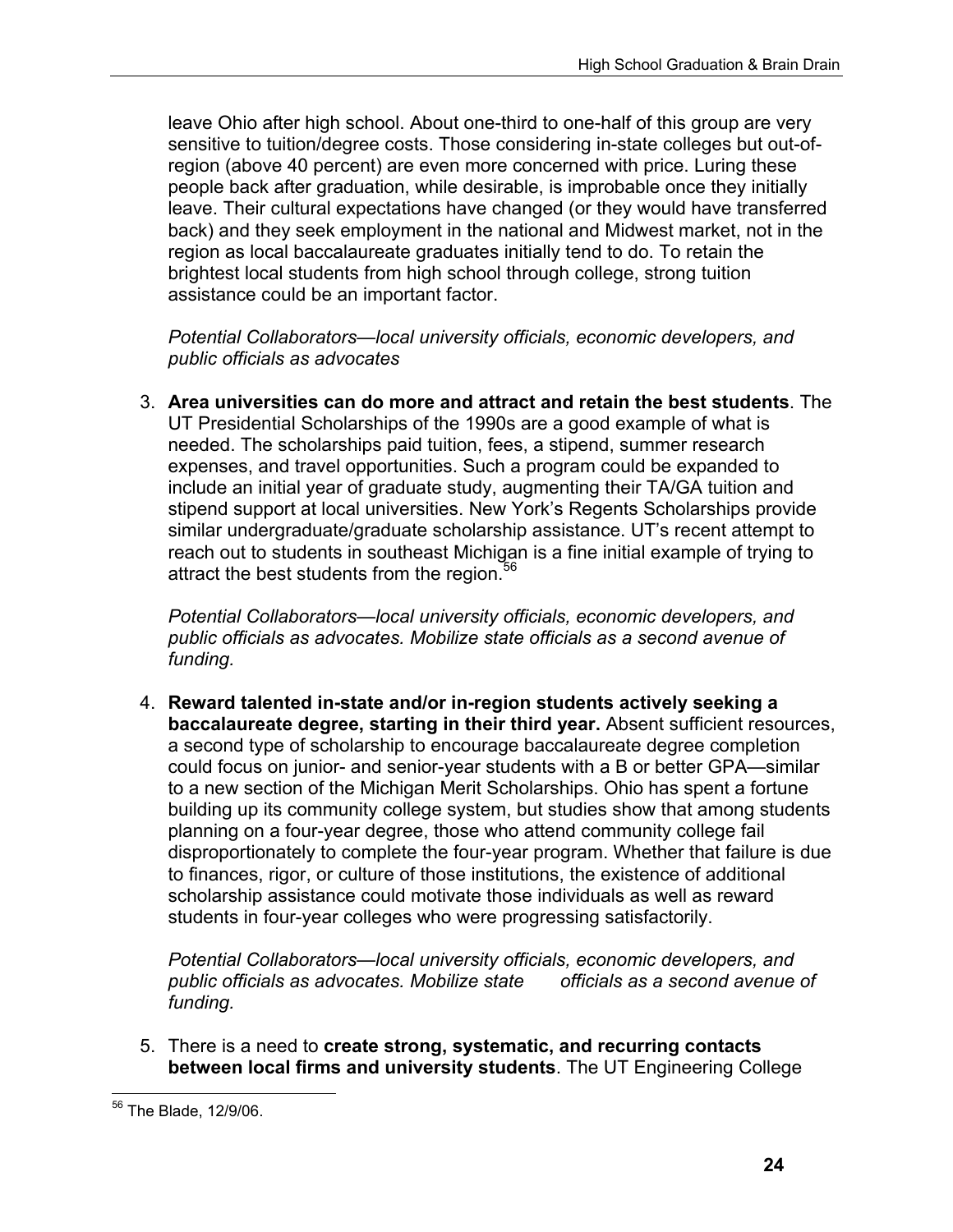leave Ohio after high school. About one-third to one-half of this group are very sensitive to tuition/degree costs. Those considering in-state colleges but out-of-region (above 40 percent) are even more concerned with price. Luring these people back after graduation, while desirable, is improbable once they initially leave. Their cultural expectations have changed (or they would have transferred back) and they seek employment in the national and Midwest market, not in the region as local baccalaureate graduates initially tend to do. To retain the brightest local students from high school through college, strong tuition assistance could be an important factor.

*Potential Collaborators—local university officials, economic developers, and public officials as advocates*

3. **Area universities can do more and attract and retain the best students**. The UT Presidential Scholarships of the 1990s are a good example of what is needed. The scholarships paid tuition, fees, a stipend, summer research expenses, and travel opportunities. Such a program could be expanded to include an initial year of graduate study, augmenting their TA/GA tuition and stipend support at local universities. New York's Regents Scholarships provide similar undergraduate/graduate scholarship assistance. UT's recent attempt to reach out to students in southeast Michigan is a fine initial example of trying to attract the best students from the region.[56]

   *Potential Collaborators—local university officials, economic developers, and public officials as advocates. Mobilize state officials as a second avenue of funding.*

4. **Reward talented in-state and/or in-region students actively seeking a baccalaureate degree, starting in their third year.** Absent sufficient resources, a second type of scholarship to encourage baccalaureate degree completion could focus on junior- and senior-year students with a B or better GPA—similar to a new section of the Michigan Merit Scholarships. Ohio has spent a fortune building up its community college system, but studies show that among students planning on a four-year degree, those who attend community college fail disproportionately to complete the four-year program. Whether that failure is due to finances, rigor, or culture of those institutions, the existence of additional scholarship assistance could motivate those individuals as well as reward students in four-year colleges who were progressing satisfactorily.

   *Potential Collaborators—local university officials, economic developers, and public officials as advocates. Mobilize state officials as a second avenue of funding.*

5. There is a need to **create strong, systematic, and recurring contacts between local firms and university students**. The UT Engineering College

[56] The Blade, 12/9/06.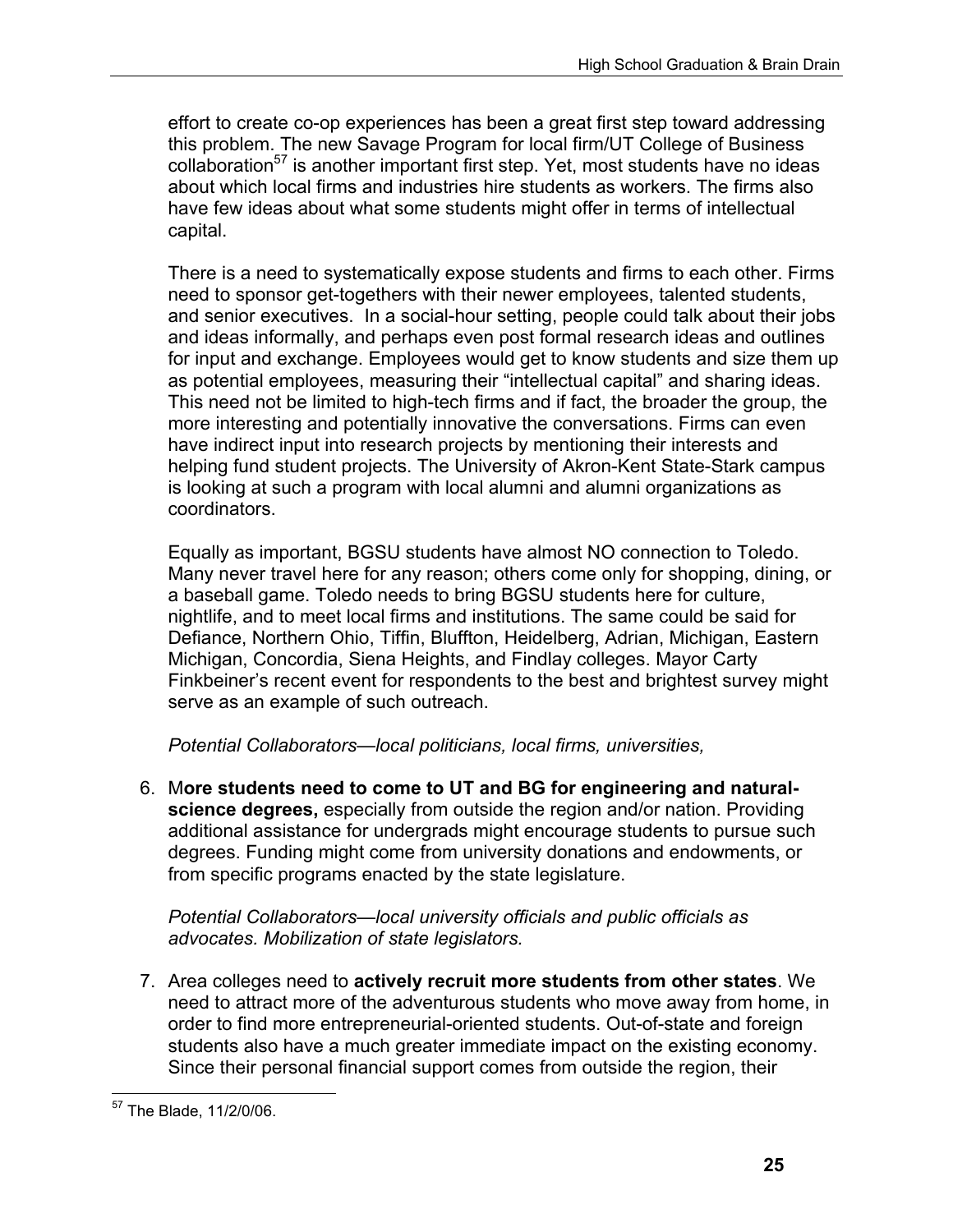effort to create co-op experiences has been a great first step toward addressing this problem. The new Savage Program for local firm/UT College of Business collaboration[57] is another important first step. Yet, most students have no ideas about which local firms and industries hire students as workers. The firms also have few ideas about what some students might offer in terms of intellectual capital.

There is a need to systematically expose students and firms to each other. Firms need to sponsor get-togethers with their newer employees, talented students, and senior executives. In a social-hour setting, people could talk about their jobs and ideas informally, and perhaps even post formal research ideas and outlines for input and exchange. Employees would get to know students and size them up as potential employees, measuring their "intellectual capital" and sharing ideas. This need not be limited to high-tech firms and if fact, the broader the group, the more interesting and potentially innovative the conversations. Firms can even have indirect input into research projects by mentioning their interests and helping fund student projects. The University of Akron-Kent State-Stark campus is looking at such a program with local alumni and alumni organizations as coordinators.

Equally as important, BGSU students have almost NO connection to Toledo. Many never travel here for any reason; others come only for shopping, dining, or a baseball game. Toledo needs to bring BGSU students here for culture, nightlife, and to meet local firms and institutions. The same could be said for Defiance, Northern Ohio, Tiffin, Bluffton, Heidelberg, Adrian, Michigan, Eastern Michigan, Concordia, Siena Heights, and Findlay colleges. Mayor Carty Finkbeiner's recent event for respondents to the best and brightest survey might serve as an example of such outreach.

*Potential Collaborators—local politicians, local firms, universities,*

6. M**ore students need to come to UT and BG for engineering and natural-science degrees,** especially from outside the region and/or nation. Providing additional assistance for undergrads might encourage students to pursue such degrees. Funding might come from university donations and endowments, or from specific programs enacted by the state legislature.

   *Potential Collaborators—local university officials and public officials as advocates. Mobilization of state legislators.*

7. Area colleges need to **actively recruit more students from other states**. We need to attract more of the adventurous students who move away from home, in order to find more entrepreneurial-oriented students. Out-of-state and foreign students also have a much greater immediate impact on the existing economy. Since their personal financial support comes from outside the region, their

---

[57] The Blade, 11/2/0/06.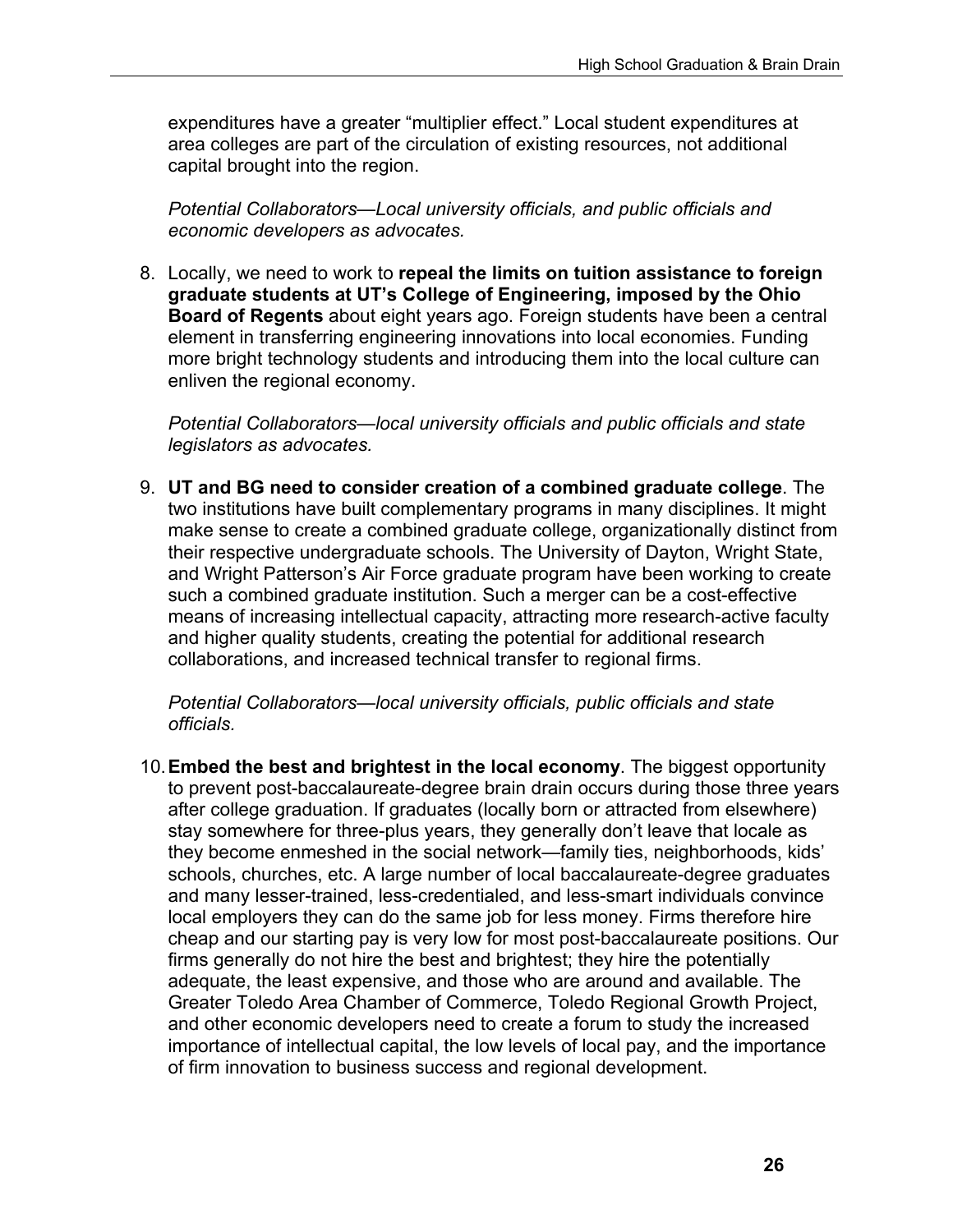expenditures have a greater “multiplier effect.” Local student expenditures at area colleges are part of the circulation of existing resources, not additional capital brought into the region.

*Potential Collaborators—Local university officials, and public officials and economic developers as advocates.*

8. Locally, we need to work to **repeal the limits on tuition assistance to foreign graduate students at UT’s College of Engineering, imposed by the Ohio Board of Regents** about eight years ago. Foreign students have been a central element in transferring engineering innovations into local economies. Funding more bright technology students and introducing them into the local culture can enliven the regional economy.

   *Potential Collaborators—local university officials and public officials and state legislators as advocates.*

9. **UT and BG need to consider creation of a combined graduate college**. The two institutions have built complementary programs in many disciplines. It might make sense to create a combined graduate college, organizationally distinct from their respective undergraduate schools. The University of Dayton, Wright State, and Wright Patterson’s Air Force graduate program have been working to create such a combined graduate institution. Such a merger can be a cost-effective means of increasing intellectual capacity, attracting more research-active faculty and higher quality students, creating the potential for additional research collaborations, and increased technical transfer to regional firms.

   *Potential Collaborators—local university officials, public officials and state officials.*

10. **Embed the best and brightest in the local economy**. The biggest opportunity to prevent post-baccalaureate-degree brain drain occurs during those three years after college graduation. If graduates (locally born or attracted from elsewhere) stay somewhere for three-plus years, they generally don’t leave that locale as they become enmeshed in the social network—family ties, neighborhoods, kids’ schools, churches, etc. A large number of local baccalaureate-degree graduates and many lesser-trained, less-credentialed, and less-smart individuals convince local employers they can do the same job for less money. Firms therefore hire cheap and our starting pay is very low for most post-baccalaureate positions. Our firms generally do not hire the best and brightest; they hire the potentially adequate, the least expensive, and those who are around and available. The Greater Toledo Area Chamber of Commerce, Toledo Regional Growth Project, and other economic developers need to create a forum to study the increased importance of intellectual capital, the low levels of local pay, and the importance of firm innovation to business success and regional development.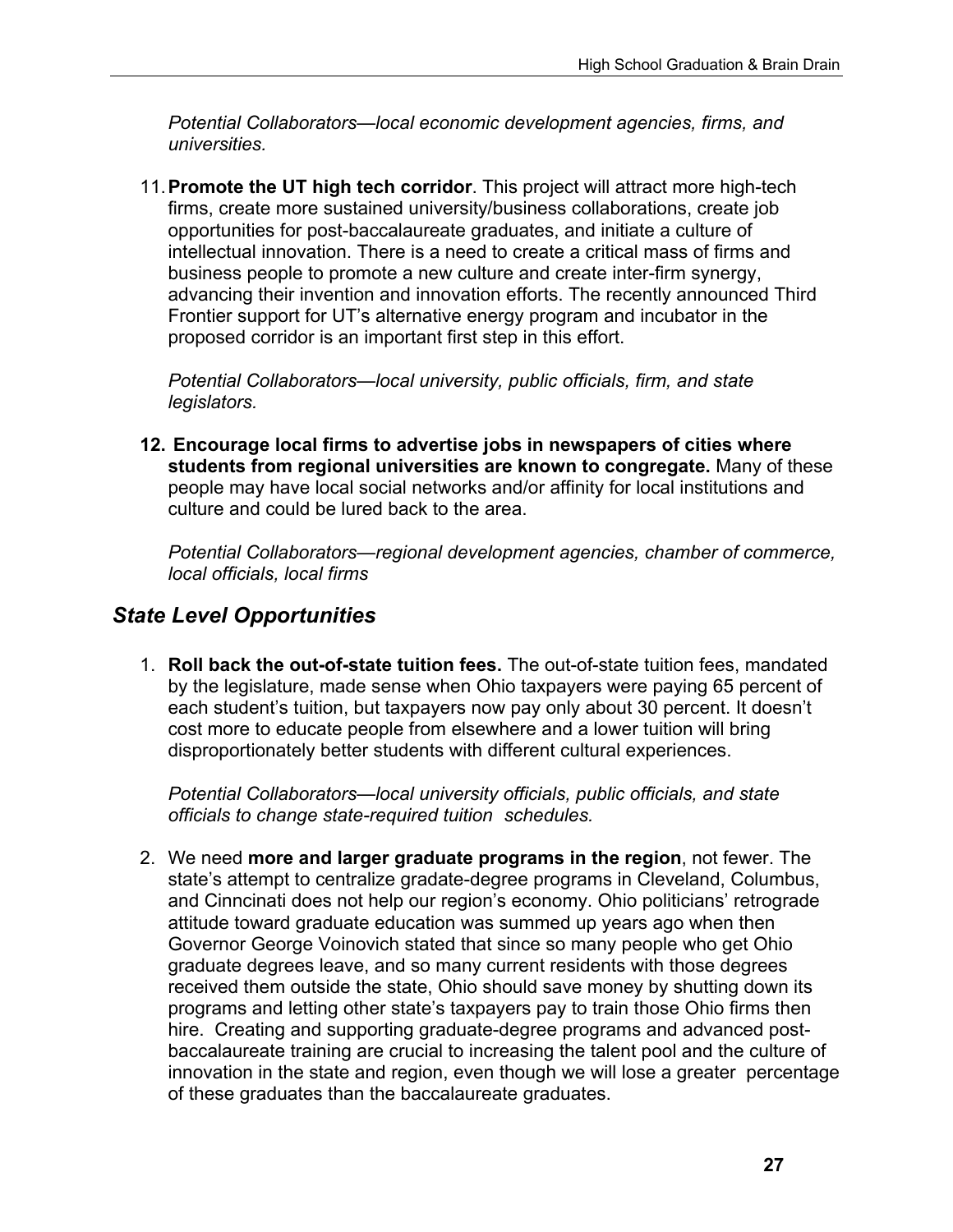*Potential Collaborators—local economic development agencies, firms, and universities.*

11. **Promote the UT high tech corridor**. This project will attract more high-tech firms, create more sustained university/business collaborations, create job opportunities for post-baccalaureate graduates, and initiate a culture of intellectual innovation. There is a need to create a critical mass of firms and business people to promote a new culture and create inter-firm synergy, advancing their invention and innovation efforts. The recently announced Third Frontier support for UT's alternative energy program and incubator in the proposed corridor is an important first step in this effort.

    *Potential Collaborators—local university, public officials, firm, and state legislators.*

12. **Encourage local firms to advertise jobs in newspapers of cities where students from regional universities are known to congregate.** Many of these people may have local social networks and/or affinity for local institutions and culture and could be lured back to the area.

    *Potential Collaborators—regional development agencies, chamber of commerce, local officials, local firms*

## *State Level Opportunities*

1. **Roll back the out-of-state tuition fees.** The out-of-state tuition fees, mandated by the legislature, made sense when Ohio taxpayers were paying 65 percent of each student's tuition, but taxpayers now pay only about 30 percent. It doesn't cost more to educate people from elsewhere and a lower tuition will bring disproportionately better students with different cultural experiences.

    *Potential Collaborators—local university officials, public officials, and state officials to change state-required tuition schedules.*

2. We need **more and larger graduate programs in the region**, not fewer. The state's attempt to centralize gradate-degree programs in Cleveland, Columbus, and Cinncinati does not help our region's economy. Ohio politicians' retrograde attitude toward graduate education was summed up years ago when then Governor George Voinovich stated that since so many people who get Ohio graduate degrees leave, and so many current residents with those degrees received them outside the state, Ohio should save money by shutting down its programs and letting other state's taxpayers pay to train those Ohio firms then hire. Creating and supporting graduate-degree programs and advanced post-baccalaureate training are crucial to increasing the talent pool and the culture of innovation in the state and region, even though we will lose a greater percentage of these graduates than the baccalaureate graduates.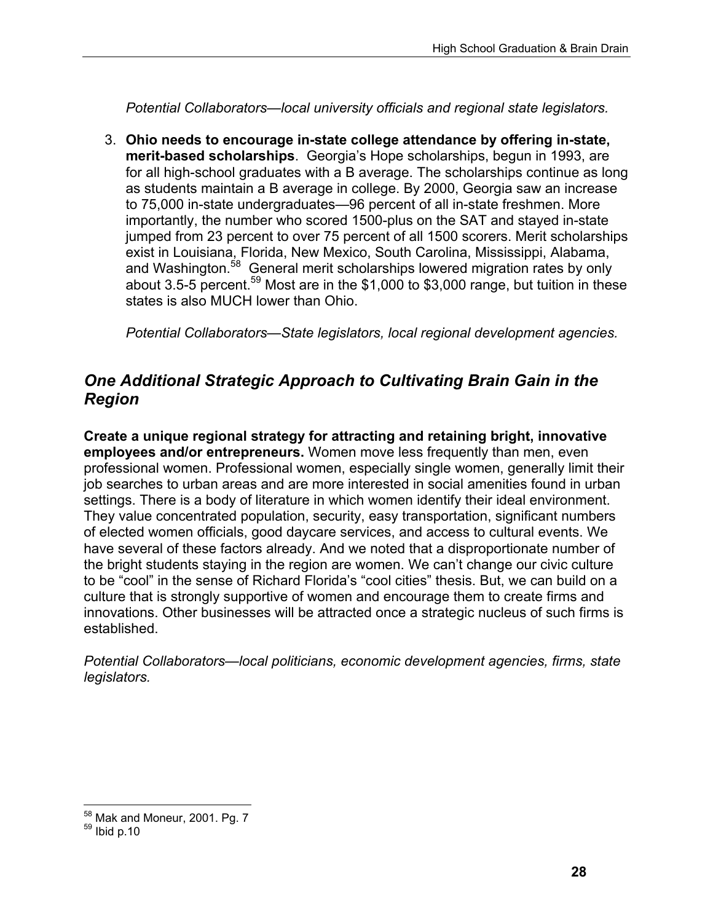*Potential Collaborators—local university officials and regional state legislators.*

3. **Ohio needs to encourage in-state college attendance by offering in-state, merit-based scholarships**. Georgia's Hope scholarships, begun in 1993, are for all high-school graduates with a B average. The scholarships continue as long as students maintain a B average in college. By 2000, Georgia saw an increase to 75,000 in-state undergraduates—96 percent of all in-state freshmen. More importantly, the number who scored 1500-plus on the SAT and stayed in-state jumped from 23 percent to over 75 percent of all 1500 scorers. Merit scholarships exist in Louisiana, Florida, New Mexico, South Carolina, Mississippi, Alabama, and Washington.[58] General merit scholarships lowered migration rates by only about 3.5-5 percent.[59] Most are in the $1,000 to $3,000 range, but tuition in these states is also MUCH lower than Ohio.

   *Potential Collaborators—State legislators, local regional development agencies.*

## *One Additional Strategic Approach to Cultivating Brain Gain in the Region*

**Create a unique regional strategy for attracting and retaining bright, innovative employees and/or entrepreneurs.** Women move less frequently than men, even professional women. Professional women, especially single women, generally limit their job searches to urban areas and are more interested in social amenities found in urban settings. There is a body of literature in which women identify their ideal environment. They value concentrated population, security, easy transportation, significant numbers of elected women officials, good daycare services, and access to cultural events. We have several of these factors already. And we noted that a disproportionate number of the bright students staying in the region are women. We can't change our civic culture to be "cool" in the sense of Richard Florida's "cool cities" thesis. But, we can build on a culture that is strongly supportive of women and encourage them to create firms and innovations. Other businesses will be attracted once a strategic nucleus of such firms is established.

*Potential Collaborators—local politicians, economic development agencies, firms, state legislators.*

---

[58] Mak and Moneur, 2001. Pg. 7

[59] Ibid p.10